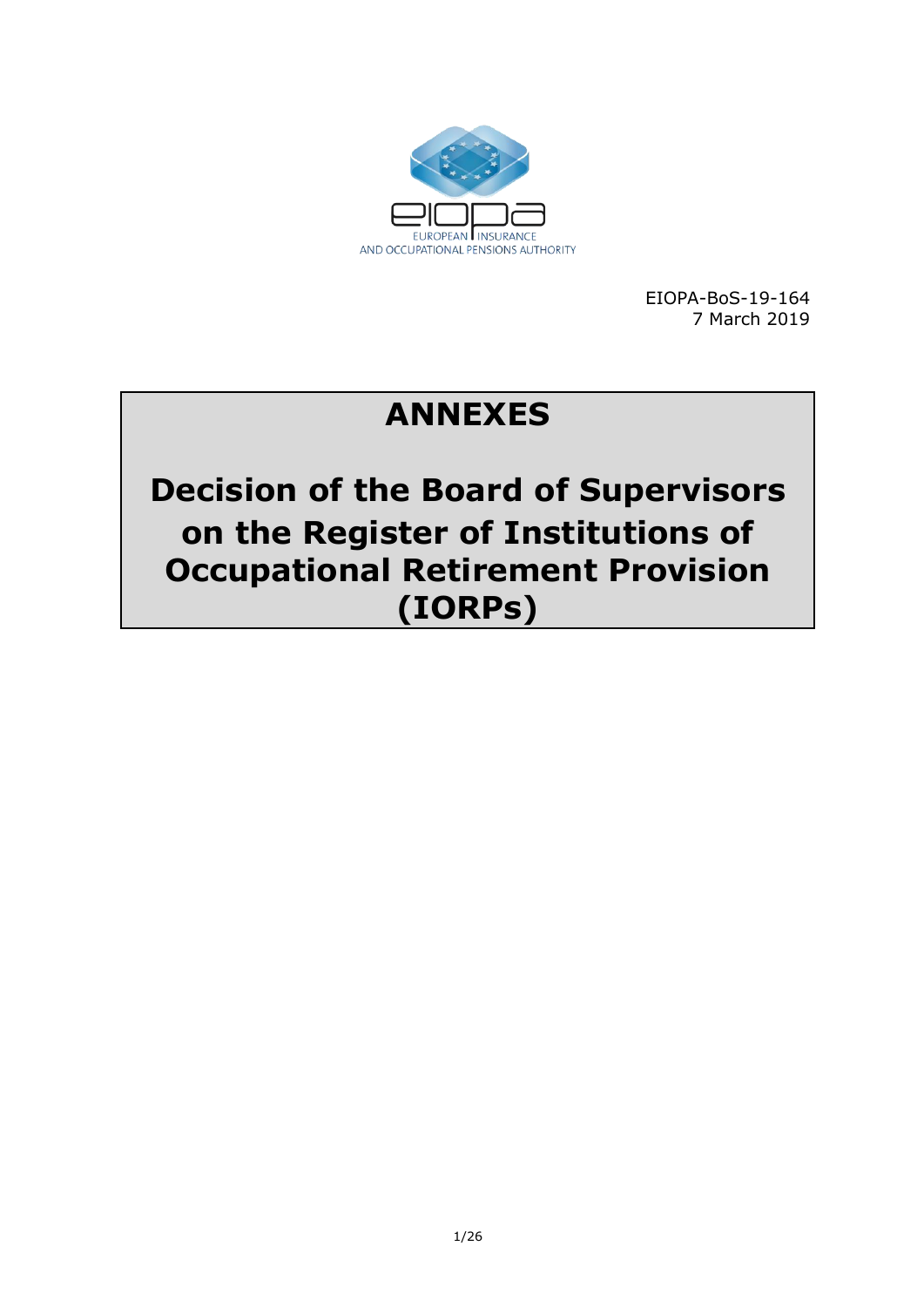EUROPEAN INSURANCE AND OCCUPATIONAL PENSIONS AUTHORITY

EIOPA-BoS-19-164
7 March 2019

# ANNEXES

# Decision of the Board of Supervisors on the Register of Institutions of Occupational Retirement Provision (IORPs)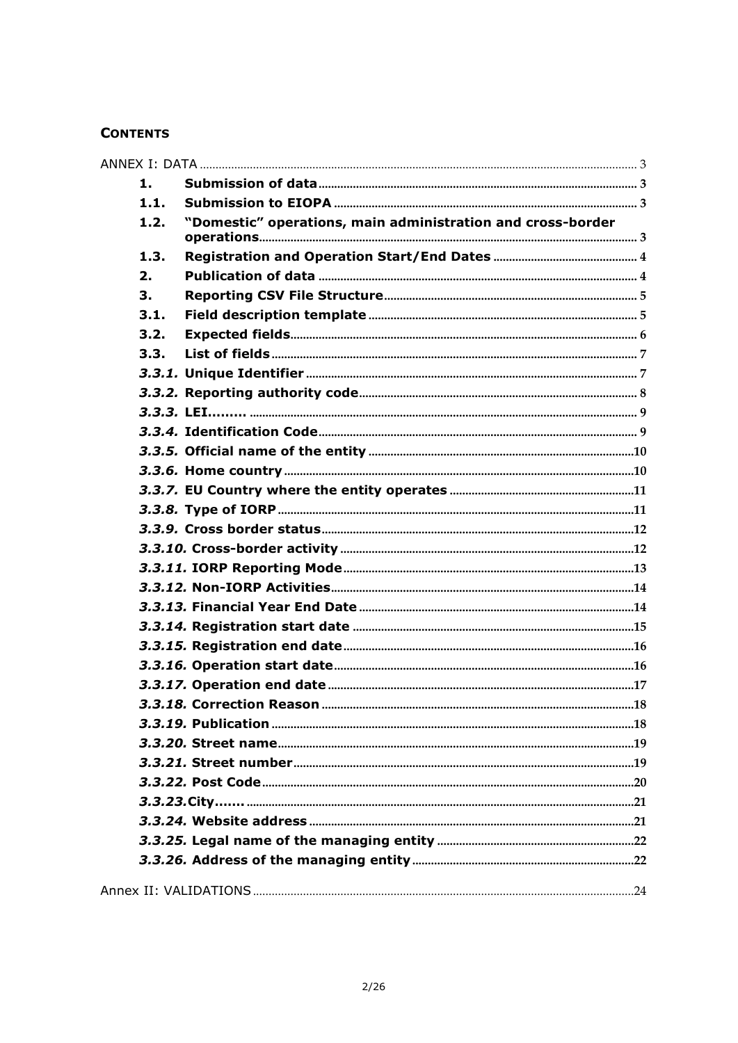**CONTENTS**

ANNEX I: DATA ..... 3

1. **Submission of data** ..... 3
1.1. **Submission to EIOPA** ..... 3
1.2. **"Domestic" operations, main administration and cross-border operations** ..... 3
1.3. **Registration and Operation Start/End Dates** ..... 4
2. **Publication of data** ..... 4
3. **Reporting CSV File Structure** ..... 5
3.1. **Field description template** ..... 5
3.2. **Expected fields** ..... 6
3.3. **List of fields** ..... 7
   - ***3.3.1.* Unique Identifier** ..... 7
   - ***3.3.2.* Reporting authority code** ..... 8
   - ***3.3.3.* LEI.........** ..... 9
   - ***3.3.4.* Identification Code** ..... 9
   - ***3.3.5.* Official name of the entity** ..... 10
   - ***3.3.6.* Home country** ..... 10
   - ***3.3.7.* EU Country where the entity operates** ..... 11
   - ***3.3.8.* Type of IORP** ..... 11
   - ***3.3.9.* Cross border status** ..... 12
   - ***3.3.10.* Cross-border activity** ..... 12
   - ***3.3.11.* IORP Reporting Mode** ..... 13
   - ***3.3.12.* Non-IORP Activities** ..... 14
   - ***3.3.13.* Financial Year End Date** ..... 14
   - ***3.3.14.* Registration start date** ..... 15
   - ***3.3.15.* Registration end date** ..... 16
   - ***3.3.16.* Operation start date** ..... 16
   - ***3.3.17.* Operation end date** ..... 17
   - ***3.3.18.* Correction Reason** ..... 18
   - ***3.3.19.* Publication** ..... 18
   - ***3.3.20.* Street name** ..... 19
   - ***3.3.21.* Street number** ..... 19
   - ***3.3.22.* Post Code** ..... 20
   - ***3.3.23.*City.......** ..... 21
   - ***3.3.24.* Website address** ..... 21
   - ***3.3.25.* Legal name of the managing entity** ..... 22
   - ***3.3.26.* Address of the managing entity** ..... 22

Annex II: VALIDATIONS ..... 24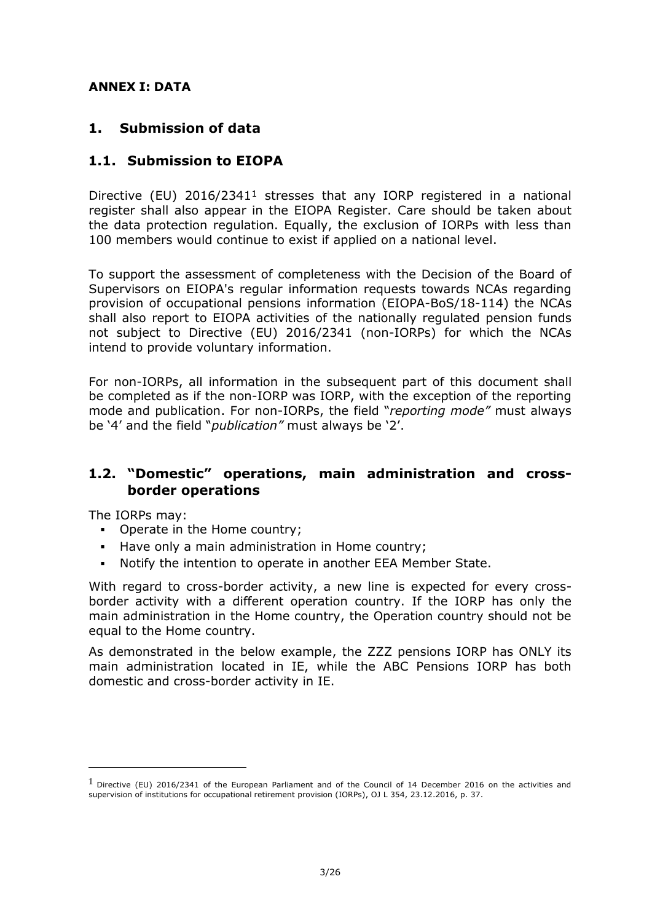**ANNEX I: DATA**

# 1. Submission of data

## 1.1. Submission to EIOPA

Directive (EU) 2016/2341[1] stresses that any IORP registered in a national register shall also appear in the EIOPA Register. Care should be taken about the data protection regulation. Equally, the exclusion of IORPs with less than 100 members would continue to exist if applied on a national level.

To support the assessment of completeness with the Decision of the Board of Supervisors on EIOPA's regular information requests towards NCAs regarding provision of occupational pensions information (EIOPA-BoS/18-114) the NCAs shall also report to EIOPA activities of the nationally regulated pension funds not subject to Directive (EU) 2016/2341 (non-IORPs) for which the NCAs intend to provide voluntary information.

For non-IORPs, all information in the subsequent part of this document shall be completed as if the non-IORP was IORP, with the exception of the reporting mode and publication. For non-IORPs, the field "*reporting mode"* must always be '4' and the field "*publication"* must always be '2'.

## 1.2. "Domestic" operations, main administration and cross-border operations

The IORPs may:

- Operate in the Home country;
- Have only a main administration in Home country;
- Notify the intention to operate in another EEA Member State.

With regard to cross-border activity, a new line is expected for every cross-border activity with a different operation country. If the IORP has only the main administration in the Home country, the Operation country should not be equal to the Home country.

As demonstrated in the below example, the ZZZ pensions IORP has ONLY its main administration located in IE, while the ABC Pensions IORP has both domestic and cross-border activity in IE.

---

[1] Directive (EU) 2016/2341 of the European Parliament and of the Council of 14 December 2016 on the activities and supervision of institutions for occupational retirement provision (IORPs), OJ L 354, 23.12.2016, p. 37.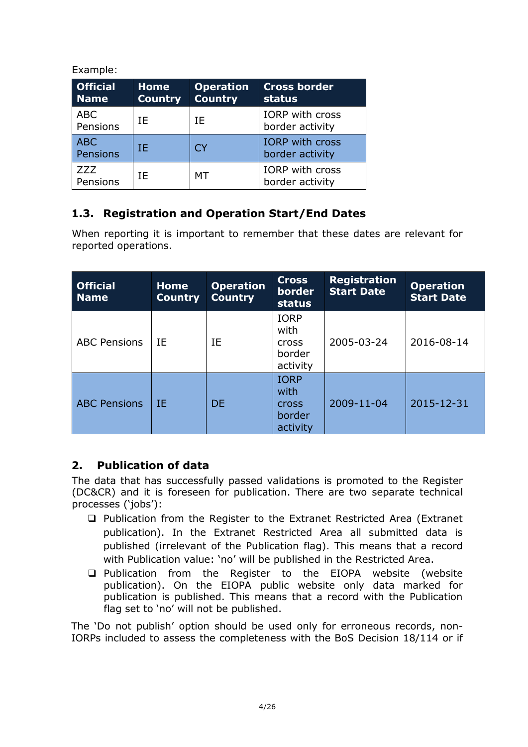Example:

| Official Name | Home Country | Operation Country | Cross border status |
|---|---|---|---|
| ABC Pensions | IE | IE | IORP with cross border activity |
| ABC Pensions | IE | CY | IORP with cross border activity |
| ZZZ Pensions | IE | MT | IORP with cross border activity |

### 1.3. Registration and Operation Start/End Dates

When reporting it is important to remember that these dates are relevant for reported operations.

| Official Name | Home Country | Operation Country | Cross border status | Registration Start Date | Operation Start Date |
|---|---|---|---|---|---|
| ABC Pensions | IE | IE | IORP with cross border activity | 2005-03-24 | 2016-08-14 |
| ABC Pensions | IE | DE | IORP with cross border activity | 2009-11-04 | 2015-12-31 |

## 2. Publication of data

The data that has successfully passed validations is promoted to the Register (DC&CR) and it is foreseen for publication. There are two separate technical processes ('jobs'):

- Publication from the Register to the Extranet Restricted Area (Extranet publication). In the Extranet Restricted Area all submitted data is published (irrelevant of the Publication flag). This means that a record with Publication value: 'no' will be published in the Restricted Area.
- Publication from the Register to the EIOPA website (website publication). On the EIOPA public website only data marked for publication is published. This means that a record with the Publication flag set to 'no' will not be published.

The 'Do not publish' option should be used only for erroneous records, non-IORPs included to assess the completeness with the BoS Decision 18/114 or if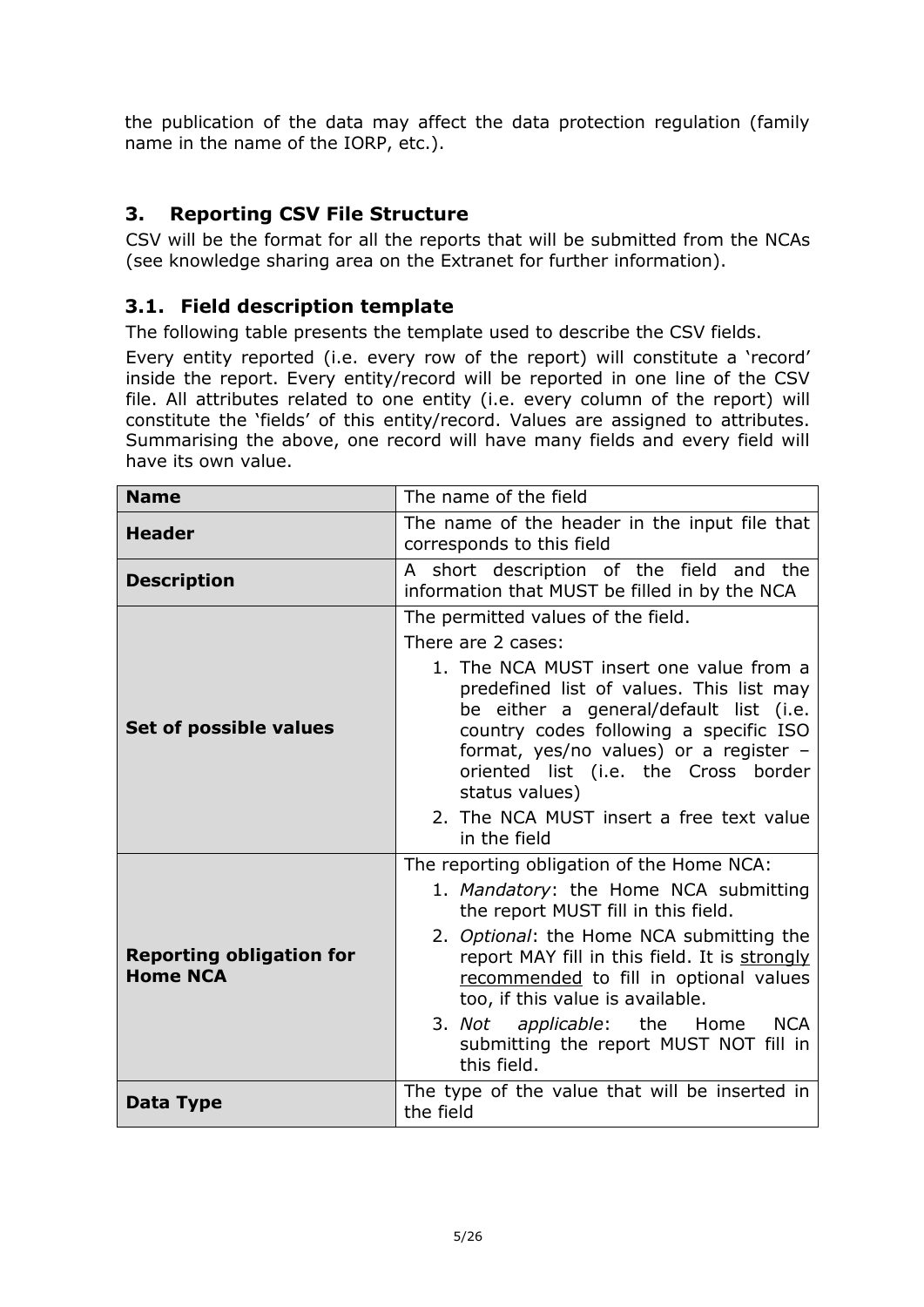the publication of the data may affect the data protection regulation (family name in the name of the IORP, etc.).

## 3. Reporting CSV File Structure

CSV will be the format for all the reports that will be submitted from the NCAs (see knowledge sharing area on the Extranet for further information).

### 3.1. Field description template

The following table presents the template used to describe the CSV fields.

Every entity reported (i.e. every row of the report) will constitute a 'record' inside the report. Every entity/record will be reported in one line of the CSV file. All attributes related to one entity (i.e. every column of the report) will constitute the 'fields' of this entity/record. Values are assigned to attributes. Summarising the above, one record will have many fields and every field will have its own value.

| | |
|---|---|
| **Name** | The name of the field |
| **Header** | The name of the header in the input file that corresponds to this field |
| **Description** | A short description of the field and the information that MUST be filled in by the NCA |
| **Set of possible values** | The permitted values of the field.<br>There are 2 cases:<br>1. The NCA MUST insert one value from a predefined list of values. This list may be either a general/default list (i.e. country codes following a specific ISO format, yes/no values) or a register – oriented list (i.e. the Cross border status values)<br>2. The NCA MUST insert a free text value in the field |
| **Reporting obligation for Home NCA** | The reporting obligation of the Home NCA:<br>1. *Mandatory*: the Home NCA submitting the report MUST fill in this field.<br>2. *Optional*: the Home NCA submitting the report MAY fill in this field. It is strongly recommended to fill in optional values too, if this value is available.<br>3. *Not applicable*: the Home NCA submitting the report MUST NOT fill in this field. |
| **Data Type** | The type of the value that will be inserted in the field |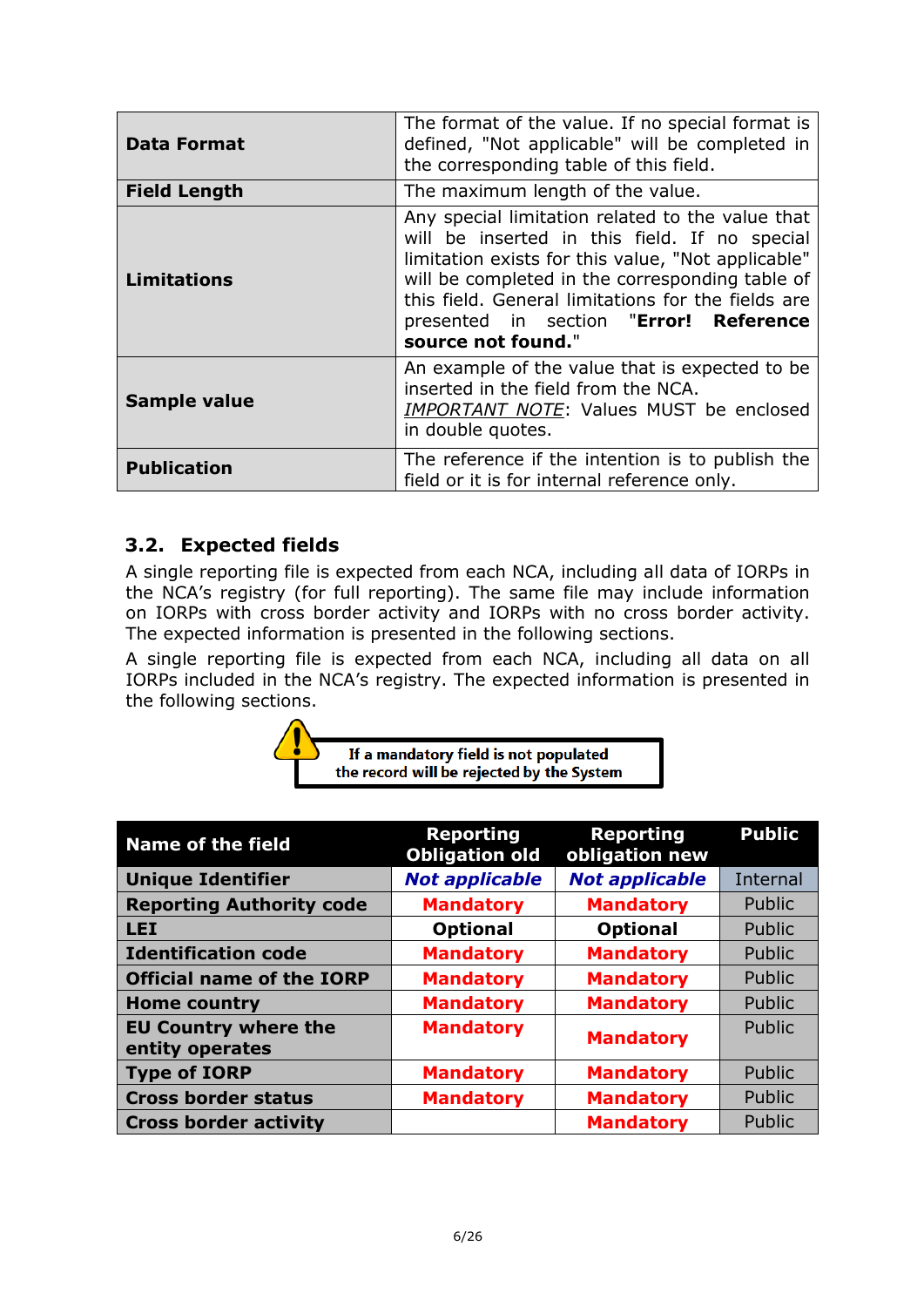| | |
|---|---|
| **Data Format** | The format of the value. If no special format is defined, "Not applicable" will be completed in the corresponding table of this field. |
| **Field Length** | The maximum length of the value. |
| **Limitations** | Any special limitation related to the value that will be inserted in this field. If no special limitation exists for this value, "Not applicable" will be completed in the corresponding table of this field. General limitations for the fields are presented in section "**Error! Reference source not found.**" |
| **Sample value** | An example of the value that is expected to be inserted in the field from the NCA. *IMPORTANT NOTE*: Values MUST be enclosed in double quotes. |
| **Publication** | The reference if the intention is to publish the field or it is for internal reference only. |

## 3.2. Expected fields

A single reporting file is expected from each NCA, including all data of IORPs in the NCA's registry (for full reporting). The same file may include information on IORPs with cross border activity and IORPs with no cross border activity. The expected information is presented in the following sections.

A single reporting file is expected from each NCA, including all data on all IORPs included in the NCA's registry. The expected information is presented in the following sections.

**If a mandatory field is not populated the record will be rejected by the System**

| Name of the field | Reporting Obligation old | Reporting obligation new | Public |
|---|---|---|---|
| **Unique Identifier** | ***Not applicable*** | ***Not applicable*** | Internal |
| **Reporting Authority code** | **Mandatory** | **Mandatory** | Public |
| **LEI** | **Optional** | **Optional** | Public |
| **Identification code** | **Mandatory** | **Mandatory** | Public |
| **Official name of the IORP** | **Mandatory** | **Mandatory** | Public |
| **Home country** | **Mandatory** | **Mandatory** | Public |
| **EU Country where the entity operates** | **Mandatory** | **Mandatory** | Public |
| **Type of IORP** | **Mandatory** | **Mandatory** | Public |
| **Cross border status** | **Mandatory** | **Mandatory** | Public |
| **Cross border activity** | | **Mandatory** | Public |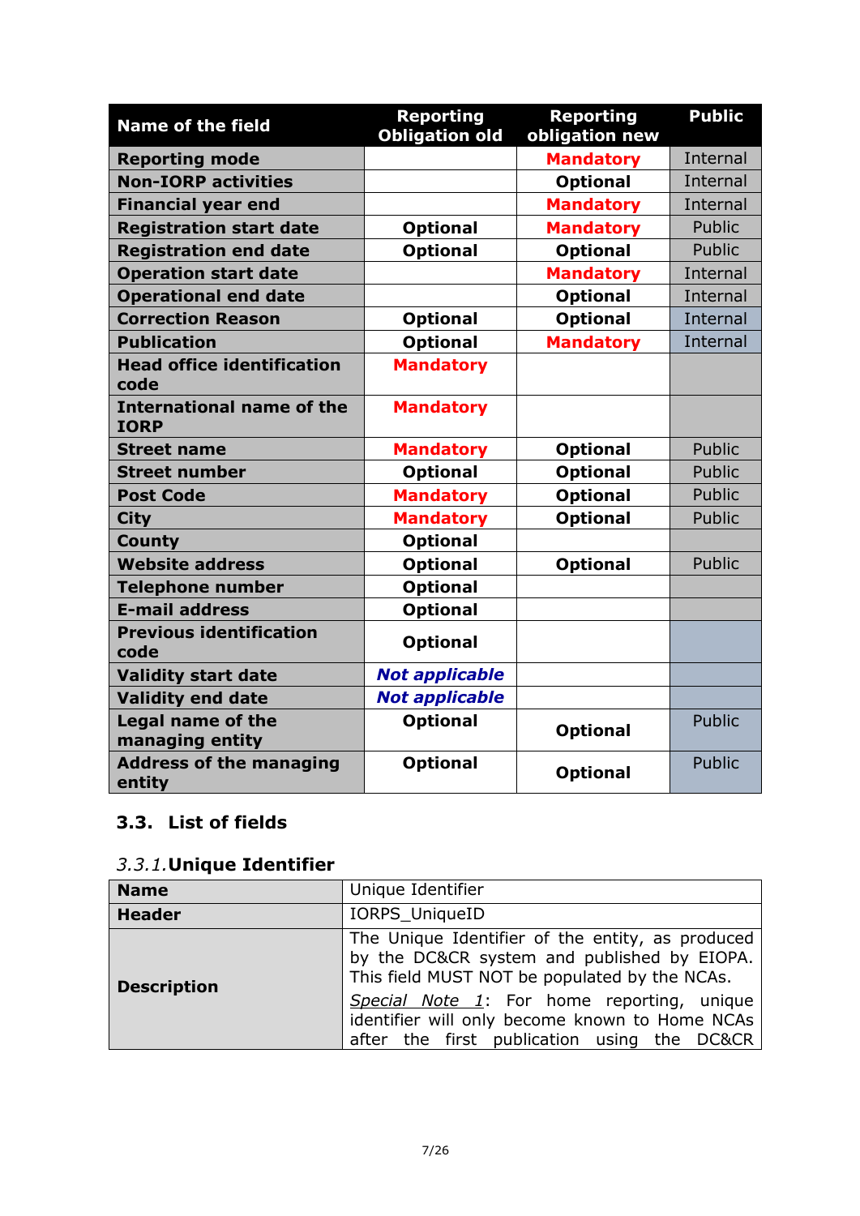| Name of the field | Reporting Obligation old | Reporting obligation new | Public |
|---|---|---|---|
| **Reporting mode** | | **Mandatory** | Internal |
| **Non-IORP activities** | | **Optional** | Internal |
| **Financial year end** | | **Mandatory** | Internal |
| **Registration start date** | **Optional** | **Mandatory** | Public |
| **Registration end date** | **Optional** | **Optional** | Public |
| **Operation start date** | | **Mandatory** | Internal |
| **Operational end date** | | **Optional** | Internal |
| **Correction Reason** | **Optional** | **Optional** | Internal |
| **Publication** | **Optional** | **Mandatory** | Internal |
| **Head office identification code** | **Mandatory** | | |
| **International name of the IORP** | **Mandatory** | | |
| **Street name** | **Mandatory** | **Optional** | Public |
| **Street number** | **Optional** | **Optional** | Public |
| **Post Code** | **Mandatory** | **Optional** | Public |
| **City** | **Mandatory** | **Optional** | Public |
| **County** | **Optional** | | |
| **Website address** | **Optional** | **Optional** | Public |
| **Telephone number** | **Optional** | | |
| **E-mail address** | **Optional** | | |
| **Previous identification code** | **Optional** | | |
| **Validity start date** | ***Not applicable*** | | |
| **Validity end date** | ***Not applicable*** | | |
| **Legal name of the managing entity** | **Optional** | **Optional** | Public |
| **Address of the managing entity** | **Optional** | **Optional** | Public |

## 3.3. List of fields

### *3.3.1.* Unique Identifier

| | |
|---|---|
| **Name** | Unique Identifier |
| **Header** | IORPS_UniqueID |
| **Description** | The Unique Identifier of the entity, as produced by the DC&CR system and published by EIOPA. This field MUST NOT be populated by the NCAs.<br>*Special Note 1*: For home reporting, unique identifier will only become known to Home NCAs after the first publication using the DC&CR |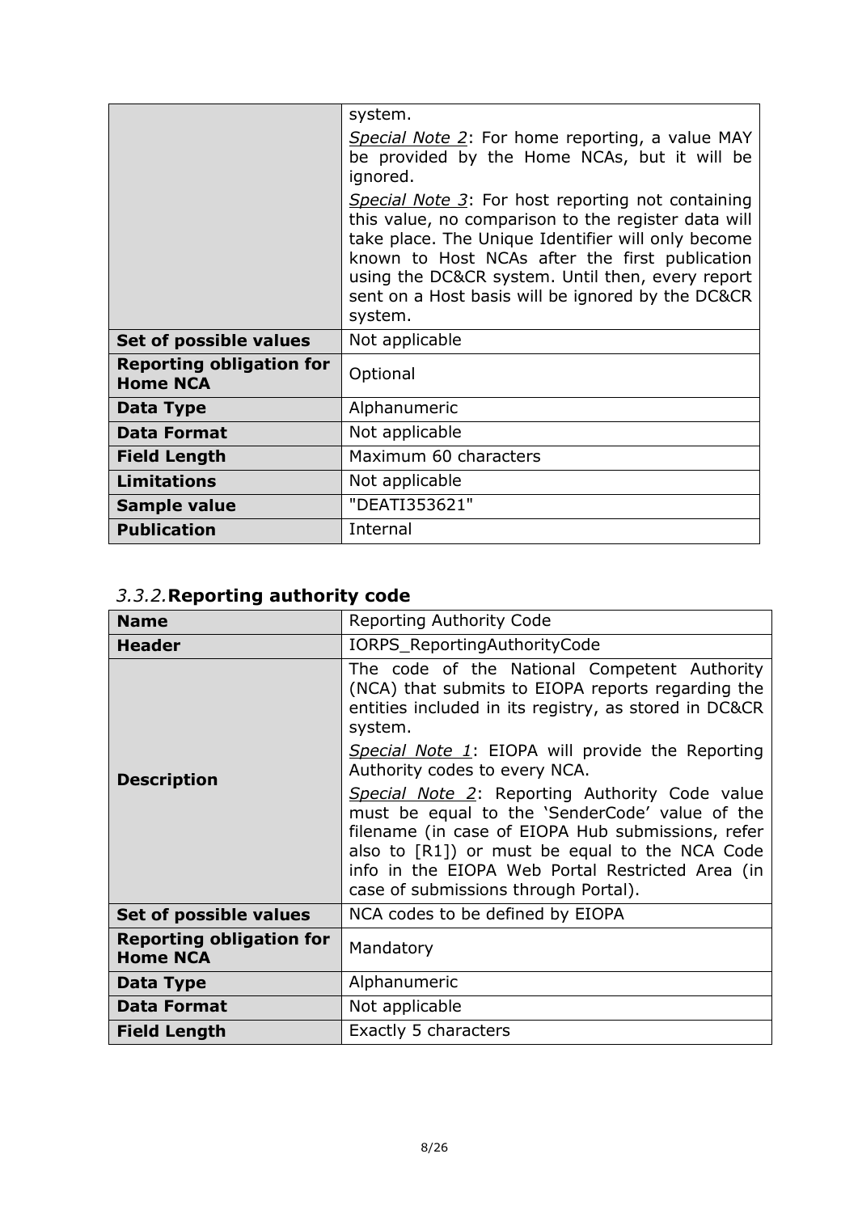| | |
|---|---|
| | system.<br>*Special Note 2*: For home reporting, a value MAY be provided by the Home NCAs, but it will be ignored.<br>*Special Note 3*: For host reporting not containing this value, no comparison to the register data will take place. The Unique Identifier will only become known to Host NCAs after the first publication using the DC&CR system. Until then, every report sent on a Host basis will be ignored by the DC&CR system. |
| **Set of possible values** | Not applicable |
| **Reporting obligation for Home NCA** | Optional |
| **Data Type** | Alphanumeric |
| **Data Format** | Not applicable |
| **Field Length** | Maximum 60 characters |
| **Limitations** | Not applicable |
| **Sample value** | "DEATI353621" |
| **Publication** | Internal |

### *3.3.2.* **Reporting authority code**

| **Name** | Reporting Authority Code |
|---|---|
| **Header** | IORPS_ReportingAuthorityCode |
| **Description** | The code of the National Competent Authority (NCA) that submits to EIOPA reports regarding the entities included in its registry, as stored in DC&CR system.<br>*Special Note 1*: EIOPA will provide the Reporting Authority codes to every NCA.<br>*Special Note 2*: Reporting Authority Code value must be equal to the 'SenderCode' value of the filename (in case of EIOPA Hub submissions, refer also to [R1]) or must be equal to the NCA Code info in the EIOPA Web Portal Restricted Area (in case of submissions through Portal). |
| **Set of possible values** | NCA codes to be defined by EIOPA |
| **Reporting obligation for Home NCA** | Mandatory |
| **Data Type** | Alphanumeric |
| **Data Format** | Not applicable |
| **Field Length** | Exactly 5 characters |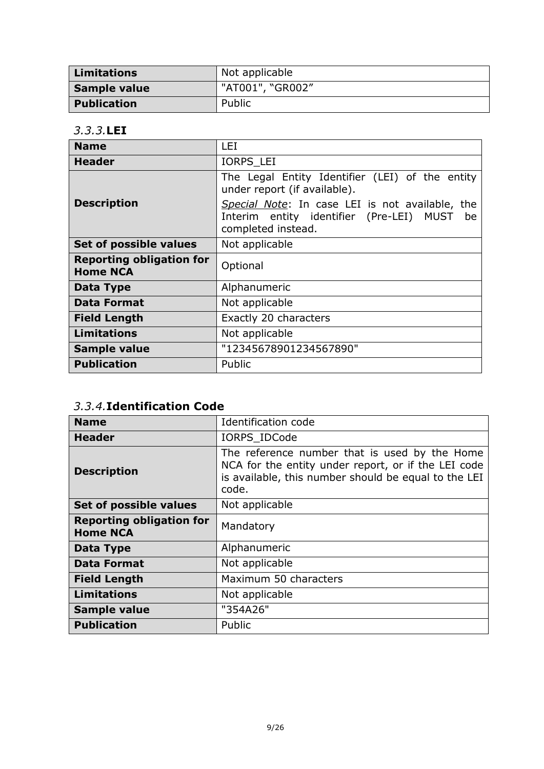| Limitations | Not applicable |
| --- | --- |
| Sample value | "AT001", "GR002" |
| Publication | Public |

### *3.3.3.* **LEI**

| Name | LEI |
| --- | --- |
| Header | IORPS_LEI |
| Description | The Legal Entity Identifier (LEI) of the entity under report (if available).<br><br>*Special Note*: In case LEI is not available, the Interim entity identifier (Pre-LEI) MUST be completed instead. |
| Set of possible values | Not applicable |
| Reporting obligation for Home NCA | Optional |
| Data Type | Alphanumeric |
| Data Format | Not applicable |
| Field Length | Exactly 20 characters |
| Limitations | Not applicable |
| Sample value | "12345678901234567890" |
| Publication | Public |

### *3.3.4.* **Identification Code**

| Name | Identification code |
| --- | --- |
| Header | IORPS_IDCode |
| Description | The reference number that is used by the Home NCA for the entity under report, or if the LEI code is available, this number should be equal to the LEI code. |
| Set of possible values | Not applicable |
| Reporting obligation for Home NCA | Mandatory |
| Data Type | Alphanumeric |
| Data Format | Not applicable |
| Field Length | Maximum 50 characters |
| Limitations | Not applicable |
| Sample value | "354A26" |
| Publication | Public |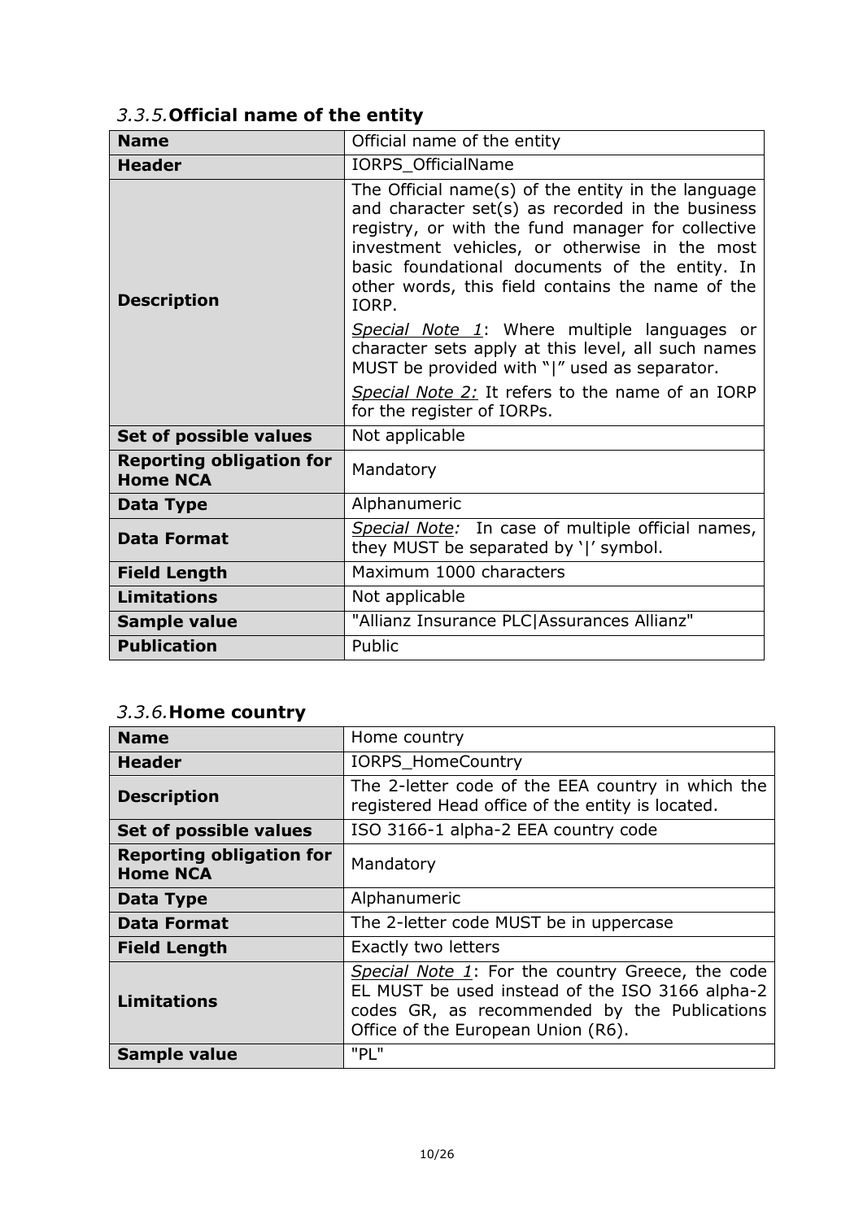### *3.3.5.* **Official name of the entity**

| **Name** | Official name of the entity |
|---|---|
| **Header** | IORPS_OfficialName |
| **Description** | The Official name(s) of the entity in the language and character set(s) as recorded in the business registry, or with the fund manager for collective investment vehicles, or otherwise in the most basic foundational documents of the entity. In other words, this field contains the name of the IORP.<br>*Special Note 1*: Where multiple languages or character sets apply at this level, all such names MUST be provided with "\|" used as separator.<br>*Special Note 2:* It refers to the name of an IORP for the register of IORPs. |
| **Set of possible values** | Not applicable |
| **Reporting obligation for Home NCA** | Mandatory |
| **Data Type** | Alphanumeric |
| **Data Format** | *Special Note:* In case of multiple official names, they MUST be separated by '\|' symbol. |
| **Field Length** | Maximum 1000 characters |
| **Limitations** | Not applicable |
| **Sample value** | "Allianz Insurance PLC\|Assurances Allianz" |
| **Publication** | Public |

### *3.3.6.* **Home country**

| **Name** | Home country |
|---|---|
| **Header** | IORPS_HomeCountry |
| **Description** | The 2-letter code of the EEA country in which the registered Head office of the entity is located. |
| **Set of possible values** | ISO 3166-1 alpha-2 EEA country code |
| **Reporting obligation for Home NCA** | Mandatory |
| **Data Type** | Alphanumeric |
| **Data Format** | The 2-letter code MUST be in uppercase |
| **Field Length** | Exactly two letters |
| **Limitations** | *Special Note 1*: For the country Greece, the code EL MUST be used instead of the ISO 3166 alpha-2 codes GR, as recommended by the Publications Office of the European Union (R6). |
| **Sample value** | "PL" |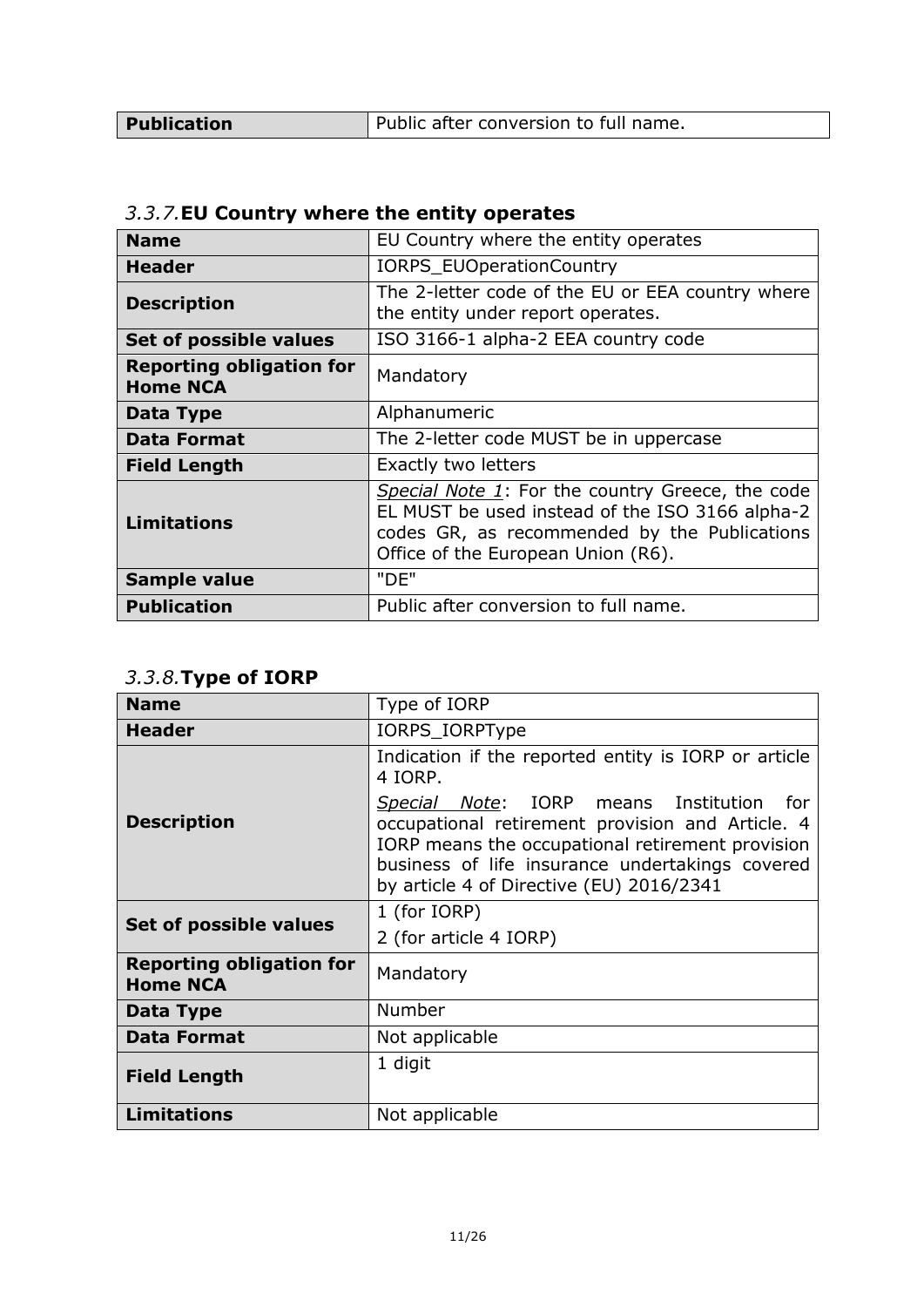| **Publication** | Public after conversion to full name. |
|---|---|

### *3.3.7.* **EU Country where the entity operates**

| **Name** | EU Country where the entity operates |
|---|---|
| **Header** | IORPS_EUOperationCountry |
| **Description** | The 2-letter code of the EU or EEA country where the entity under report operates. |
| **Set of possible values** | ISO 3166-1 alpha-2 EEA country code |
| **Reporting obligation for Home NCA** | Mandatory |
| **Data Type** | Alphanumeric |
| **Data Format** | The 2-letter code MUST be in uppercase |
| **Field Length** | Exactly two letters |
| **Limitations** | *Special Note 1*: For the country Greece, the code EL MUST be used instead of the ISO 3166 alpha-2 codes GR, as recommended by the Publications Office of the European Union (R6). |
| **Sample value** | "DE" |
| **Publication** | Public after conversion to full name. |

### *3.3.8.* **Type of IORP**

| **Name** | Type of IORP |
|---|---|
| **Header** | IORPS_IORPType |
| **Description** | Indication if the reported entity is IORP or article 4 IORP.<br>*Special Note*: IORP means Institution for occupational retirement provision and Article. 4 IORP means the occupational retirement provision business of life insurance undertakings covered by article 4 of Directive (EU) 2016/2341 |
| **Set of possible values** | 1 (for IORP)<br>2 (for article 4 IORP) |
| **Reporting obligation for Home NCA** | Mandatory |
| **Data Type** | Number |
| **Data Format** | Not applicable |
| **Field Length** | 1 digit |
| **Limitations** | Not applicable |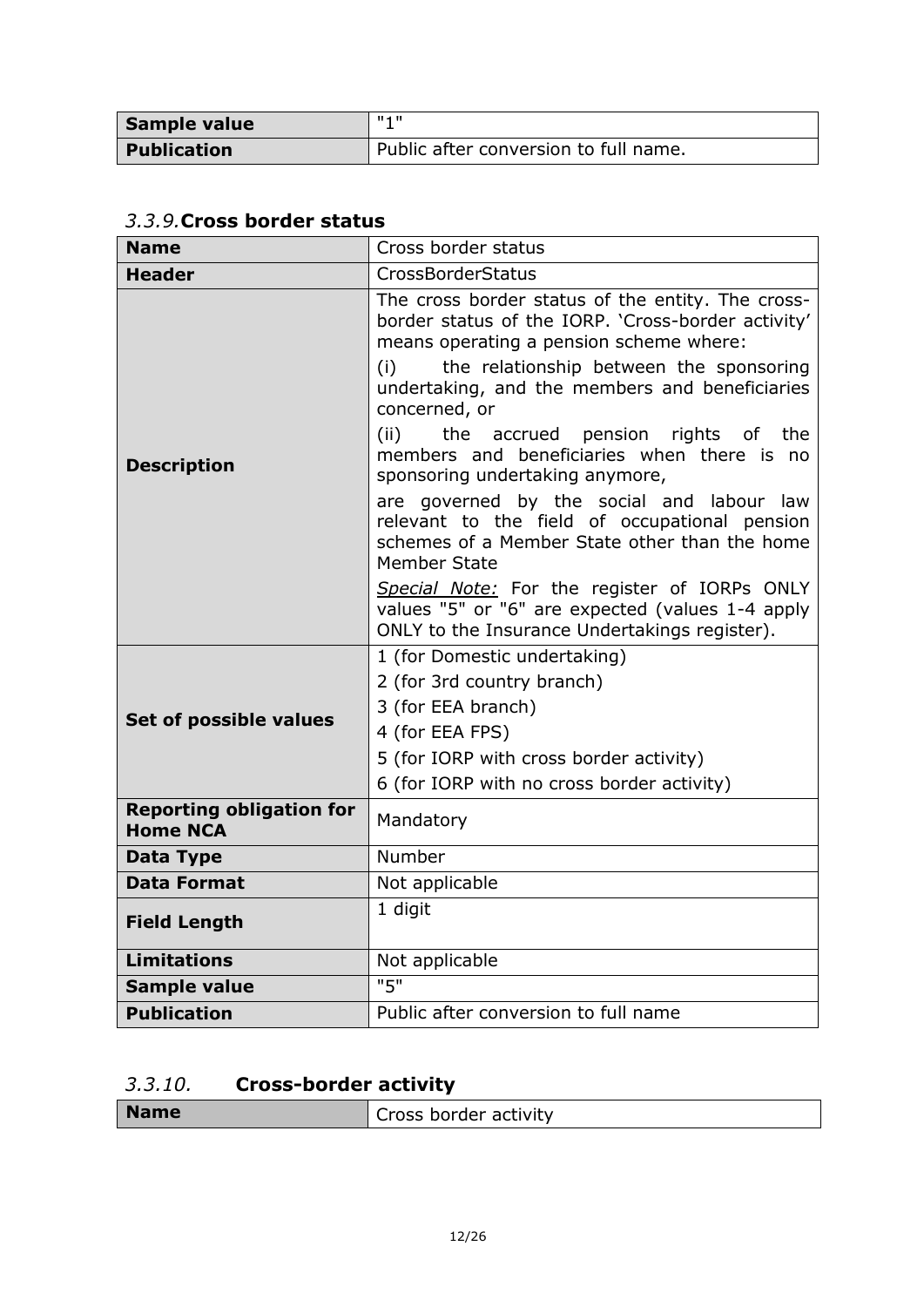| | |
|---|---|
| **Sample value** | "1" |
| **Publication** | Public after conversion to full name. |

### *3.3.9.* Cross border status

| | |
|---|---|
| **Name** | Cross border status |
| **Header** | CrossBorderStatus |
| **Description** | The cross border status of the entity. The cross-border status of the IORP. 'Cross-border activity' means operating a pension scheme where:<br>(i) the relationship between the sponsoring undertaking, and the members and beneficiaries concerned, or<br>(ii) the accrued pension rights of the members and beneficiaries when there is no sponsoring undertaking anymore,<br>are governed by the social and labour law relevant to the field of occupational pension schemes of a Member State other than the home Member State<br>*Special Note:* For the register of IORPs ONLY values "5" or "6" are expected (values 1-4 apply ONLY to the Insurance Undertakings register). |
| **Set of possible values** | 1 (for Domestic undertaking)<br>2 (for 3rd country branch)<br>3 (for EEA branch)<br>4 (for EEA FPS)<br>5 (for IORP with cross border activity)<br>6 (for IORP with no cross border activity) |
| **Reporting obligation for Home NCA** | Mandatory |
| **Data Type** | Number |
| **Data Format** | Not applicable |
| **Field Length** | 1 digit |
| **Limitations** | Not applicable |
| **Sample value** | "5" |
| **Publication** | Public after conversion to full name |

### *3.3.10.* Cross-border activity

| | |
|---|---|
| **Name** | Cross border activity |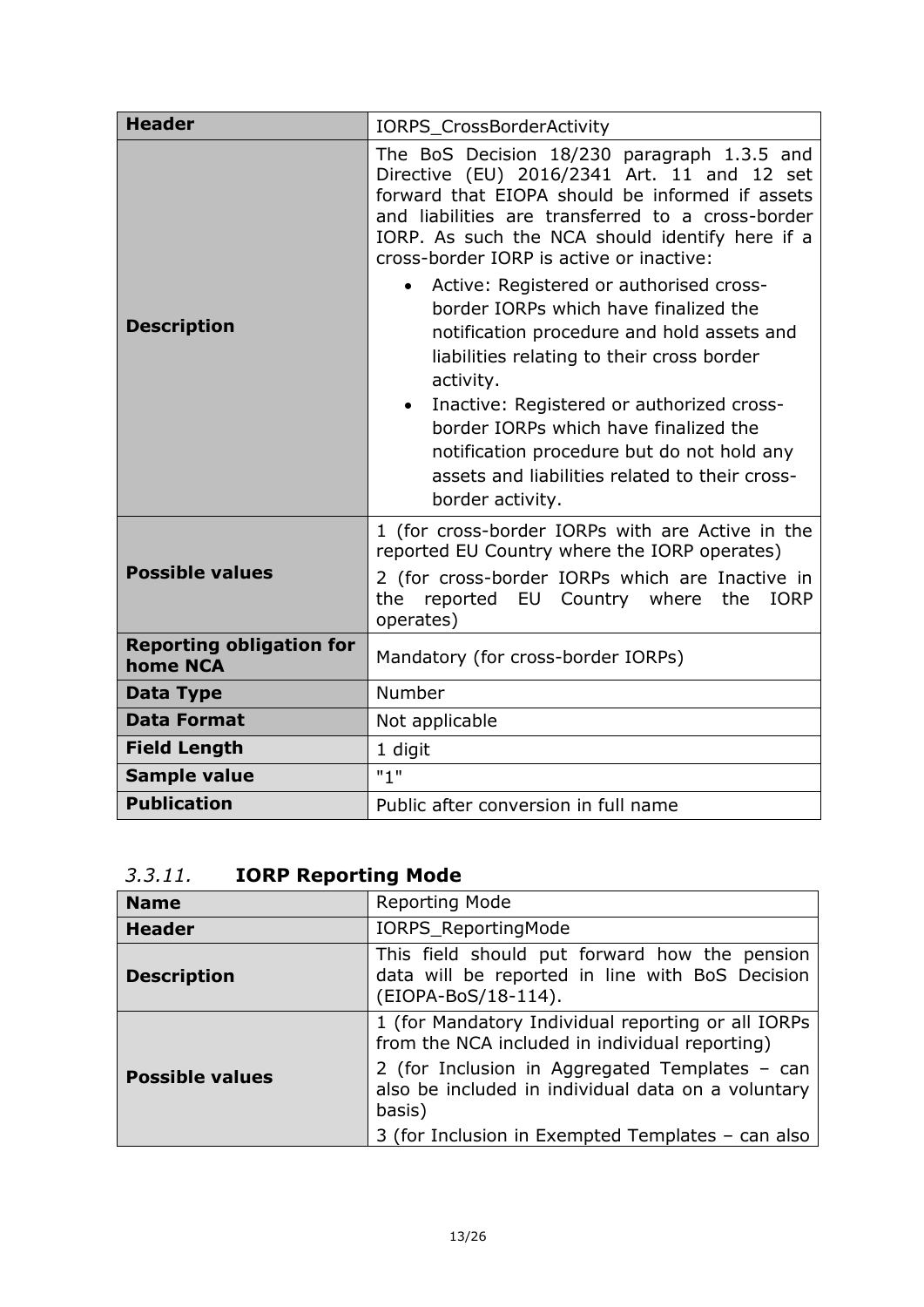| Header | IORPS_CrossBorderActivity |
| --- | --- |
| Description | The BoS Decision 18/230 paragraph 1.3.5 and Directive (EU) 2016/2341 Art. 11 and 12 set forward that EIOPA should be informed if assets and liabilities are transferred to a cross-border IORP. As such the NCA should identify here if a cross-border IORP is active or inactive:<br>• Active: Registered or authorised cross-border IORPs which have finalized the notification procedure and hold assets and liabilities relating to their cross border activity.<br>• Inactive: Registered or authorized cross-border IORPs which have finalized the notification procedure but do not hold any assets and liabilities related to their cross-border activity. |
| Possible values | 1 (for cross-border IORPs with are Active in the reported EU Country where the IORP operates)<br>2 (for cross-border IORPs which are Inactive in the reported EU Country where the IORP operates) |
| Reporting obligation for home NCA | Mandatory (for cross-border IORPs) |
| Data Type | Number |
| Data Format | Not applicable |
| Field Length | 1 digit |
| Sample value | "1" |
| Publication | Public after conversion in full name |

### *3.3.11.* IORP Reporting Mode

| Name | Reporting Mode |
| --- | --- |
| Header | IORPS_ReportingMode |
| Description | This field should put forward how the pension data will be reported in line with BoS Decision (EIOPA-BoS/18-114). |
| Possible values | 1 (for Mandatory Individual reporting or all IORPs from the NCA included in individual reporting)<br>2 (for Inclusion in Aggregated Templates – can also be included in individual data on a voluntary basis)<br>3 (for Inclusion in Exempted Templates – can also |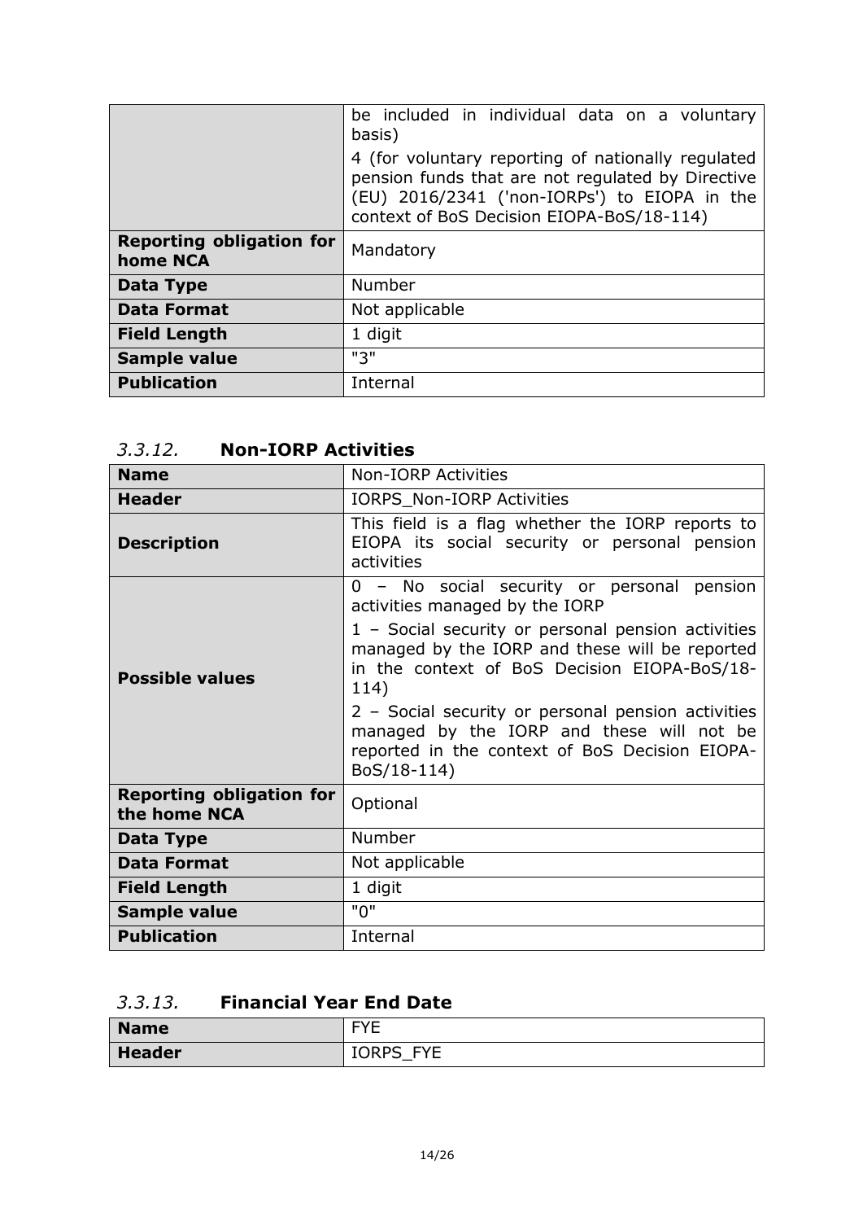| | |
|---|---|
| | be included in individual data on a voluntary basis)<br><br>4 (for voluntary reporting of nationally regulated pension funds that are not regulated by Directive (EU) 2016/2341 ('non-IORPs') to EIOPA in the context of BoS Decision EIOPA-BoS/18-114) |
| **Reporting obligation for home NCA** | Mandatory |
| **Data Type** | Number |
| **Data Format** | Not applicable |
| **Field Length** | 1 digit |
| **Sample value** | "3" |
| **Publication** | Internal |

### *3.3.12.* Non-IORP Activities

| | |
|---|---|
| **Name** | Non-IORP Activities |
| **Header** | IORPS_Non-IORP Activities |
| **Description** | This field is a flag whether the IORP reports to EIOPA its social security or personal pension activities |
| **Possible values** | 0 – No social security or personal pension activities managed by the IORP<br><br>1 – Social security or personal pension activities managed by the IORP and these will be reported in the context of BoS Decision EIOPA-BoS/18-114)<br><br>2 – Social security or personal pension activities managed by the IORP and these will not be reported in the context of BoS Decision EIOPA-BoS/18-114) |
| **Reporting obligation for the home NCA** | Optional |
| **Data Type** | Number |
| **Data Format** | Not applicable |
| **Field Length** | 1 digit |
| **Sample value** | "0" |
| **Publication** | Internal |

### *3.3.13.* Financial Year End Date

| | |
|---|---|
| **Name** | FYE |
| **Header** | IORPS_FYE |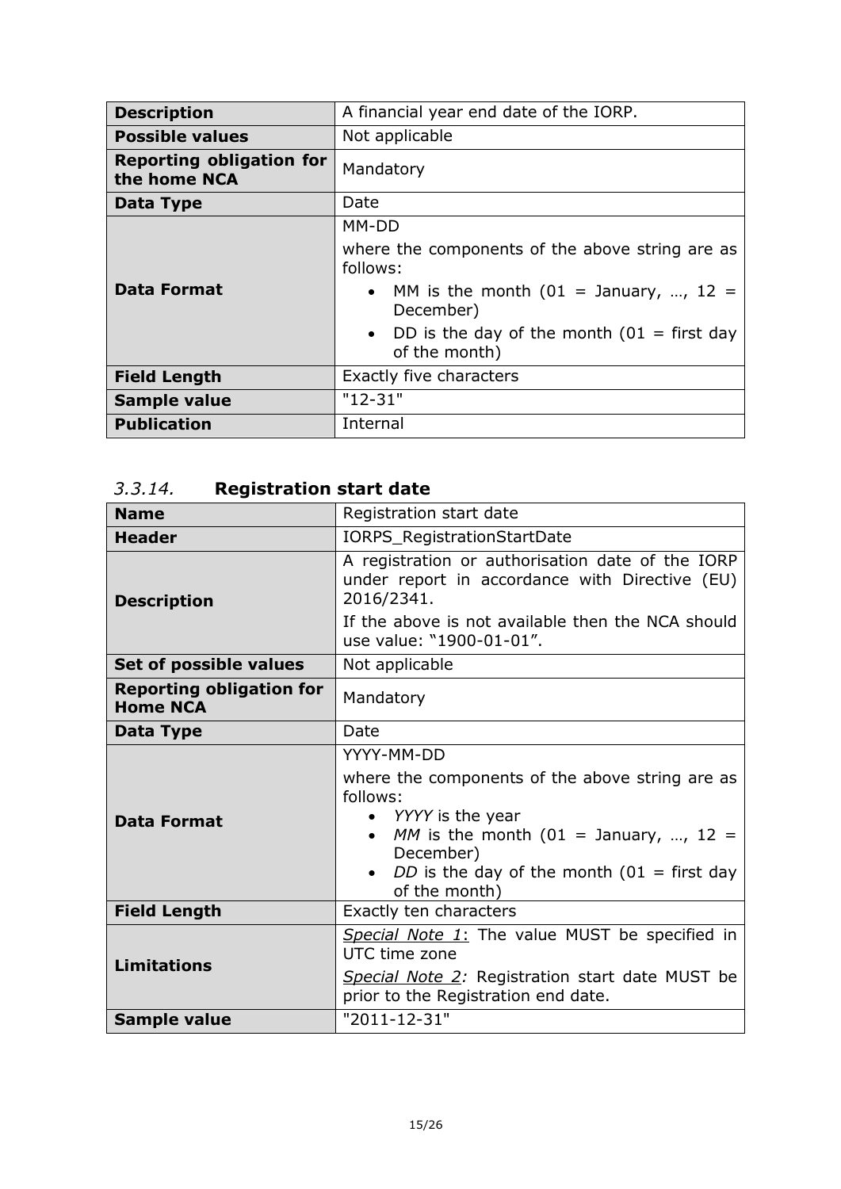| | |
|---|---|
| **Description** | A financial year end date of the IORP. |
| **Possible values** | Not applicable |
| **Reporting obligation for the home NCA** | Mandatory |
| **Data Type** | Date |
| **Data Format** | MM-DD<br>where the components of the above string are as follows:<br>• MM is the month (01 = January, …, 12 = December)<br>• DD is the day of the month (01 = first day of the month) |
| **Field Length** | Exactly five characters |
| **Sample value** | "12-31" |
| **Publication** | Internal |

### *3.3.14.* Registration start date

| | |
|---|---|
| **Name** | Registration start date |
| **Header** | IORPS_RegistrationStartDate |
| **Description** | A registration or authorisation date of the IORP under report in accordance with Directive (EU) 2016/2341.<br>If the above is not available then the NCA should use value: "1900-01-01". |
| **Set of possible values** | Not applicable |
| **Reporting obligation for Home NCA** | Mandatory |
| **Data Type** | Date |
| **Data Format** | YYYY-MM-DD<br>where the components of the above string are as follows:<br>• *YYYY* is the year<br>• *MM* is the month (01 = January, …, 12 = December)<br>• *DD* is the day of the month (01 = first day of the month) |
| **Field Length** | Exactly ten characters |
| **Limitations** | *Special Note 1*: The value MUST be specified in UTC time zone<br>*Special Note 2:* Registration start date MUST be prior to the Registration end date. |
| **Sample value** | "2011-12-31" |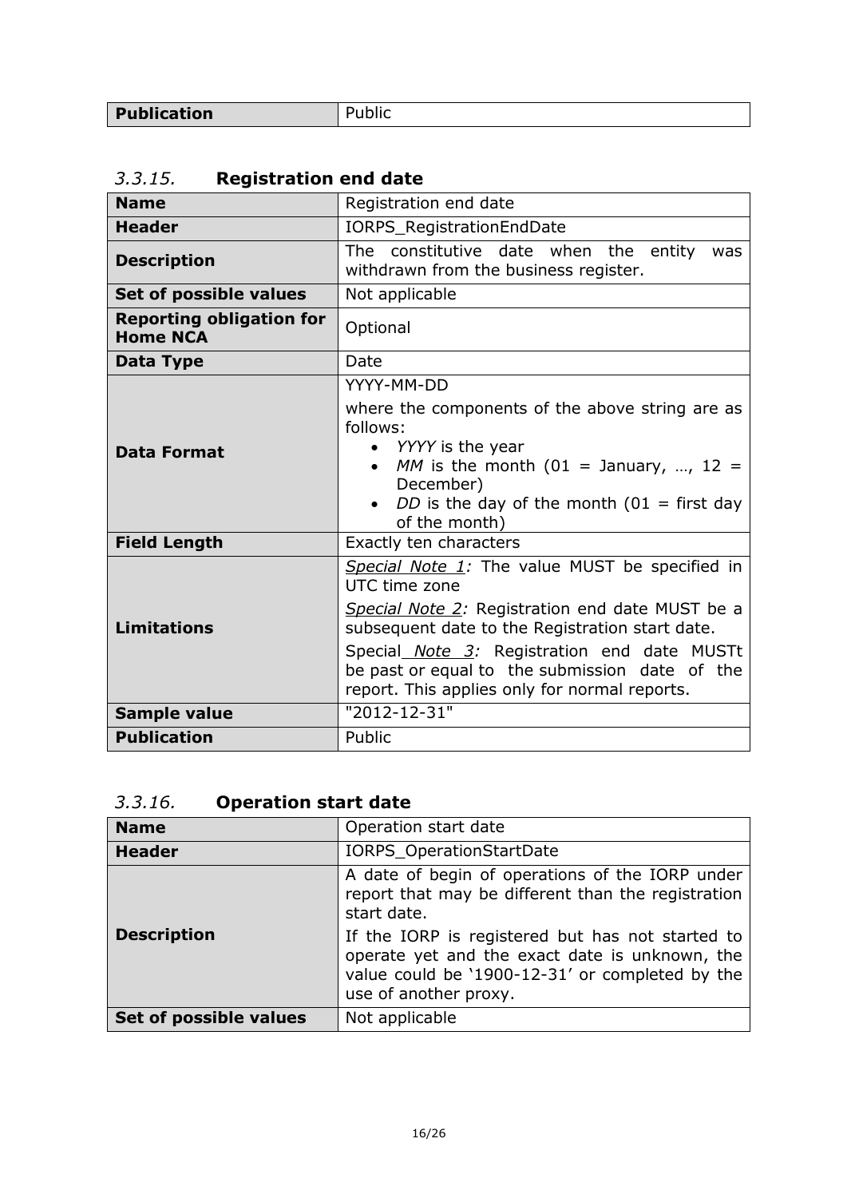| Publication | Public |
| --- | --- |

### *3.3.15.* Registration end date

| Name | Registration end date |
| --- | --- |
| **Header** | IORPS_RegistrationEndDate |
| **Description** | The constitutive date when the entity was withdrawn from the business register. |
| **Set of possible values** | Not applicable |
| **Reporting obligation for Home NCA** | Optional |
| **Data Type** | Date |
| **Data Format** | YYYY-MM-DD<br><br>where the components of the above string are as follows:<br>• *YYYY* is the year<br>• *MM* is the month (01 = January, …, 12 = December)<br>• *DD* is the day of the month (01 = first day of the month) |
| **Field Length** | Exactly ten characters |
| **Limitations** | *Special Note 1:* The value MUST be specified in UTC time zone<br><br>*Special Note 2:* Registration end date MUST be a subsequent date to the Registration start date.<br><br>Special *Note 3:* Registration end date MUSTt be past or equal to the submission date of the report. This applies only for normal reports. |
| **Sample value** | "2012-12-31" |
| **Publication** | Public |

### *3.3.16.* Operation start date

| Name | Operation start date |
| --- | --- |
| **Header** | IORPS_OperationStartDate |
| **Description** | A date of begin of operations of the IORP under report that may be different than the registration start date.<br><br>If the IORP is registered but has not started to operate yet and the exact date is unknown, the value could be '1900-12-31' or completed by the use of another proxy. |
| **Set of possible values** | Not applicable |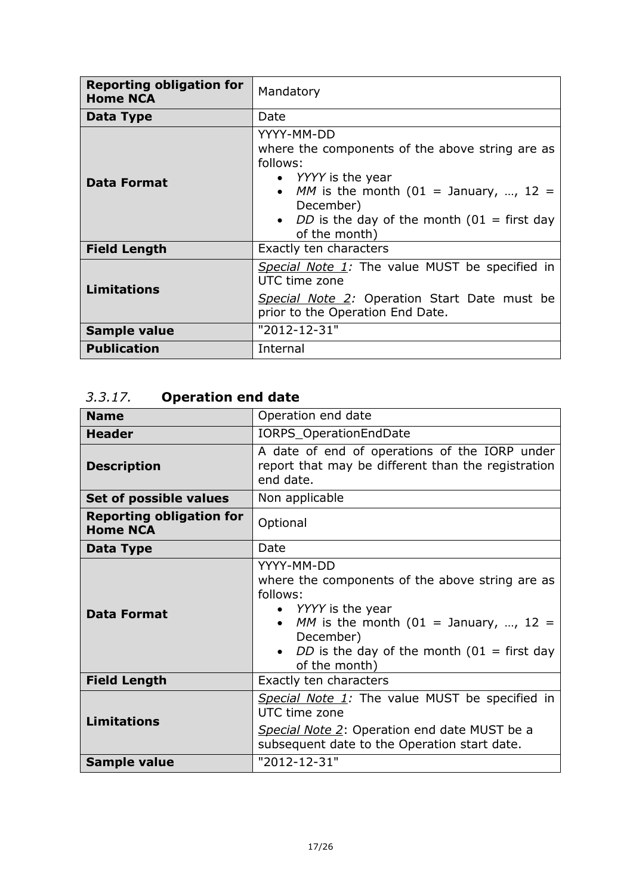| | |
|---|---|
| **Reporting obligation for Home NCA** | Mandatory |
| **Data Type** | Date |
| **Data Format** | YYYY-MM-DD<br>where the components of the above string are as follows:<br>• *YYYY* is the year<br>• *MM* is the month (01 = January, …, 12 = December)<br>• *DD* is the day of the month (01 = first day of the month) |
| **Field Length** | Exactly ten characters |
| **Limitations** | *Special Note 1:* The value MUST be specified in UTC time zone<br>*Special Note 2:* Operation Start Date must be prior to the Operation End Date. |
| **Sample value** | "2012-12-31" |
| **Publication** | Internal |

### *3.3.17.* **Operation end date**

| | |
|---|---|
| **Name** | Operation end date |
| **Header** | IORPS_OperationEndDate |
| **Description** | A date of end of operations of the IORP under report that may be different than the registration end date. |
| **Set of possible values** | Non applicable |
| **Reporting obligation for Home NCA** | Optional |
| **Data Type** | Date |
| **Data Format** | YYYY-MM-DD<br>where the components of the above string are as follows:<br>• *YYYY* is the year<br>• *MM* is the month (01 = January, …, 12 = December)<br>• *DD* is the day of the month (01 = first day of the month) |
| **Field Length** | Exactly ten characters |
| **Limitations** | *Special Note 1:* The value MUST be specified in UTC time zone<br>*Special Note 2*: Operation end date MUST be a subsequent date to the Operation start date. |
| **Sample value** | "2012-12-31" |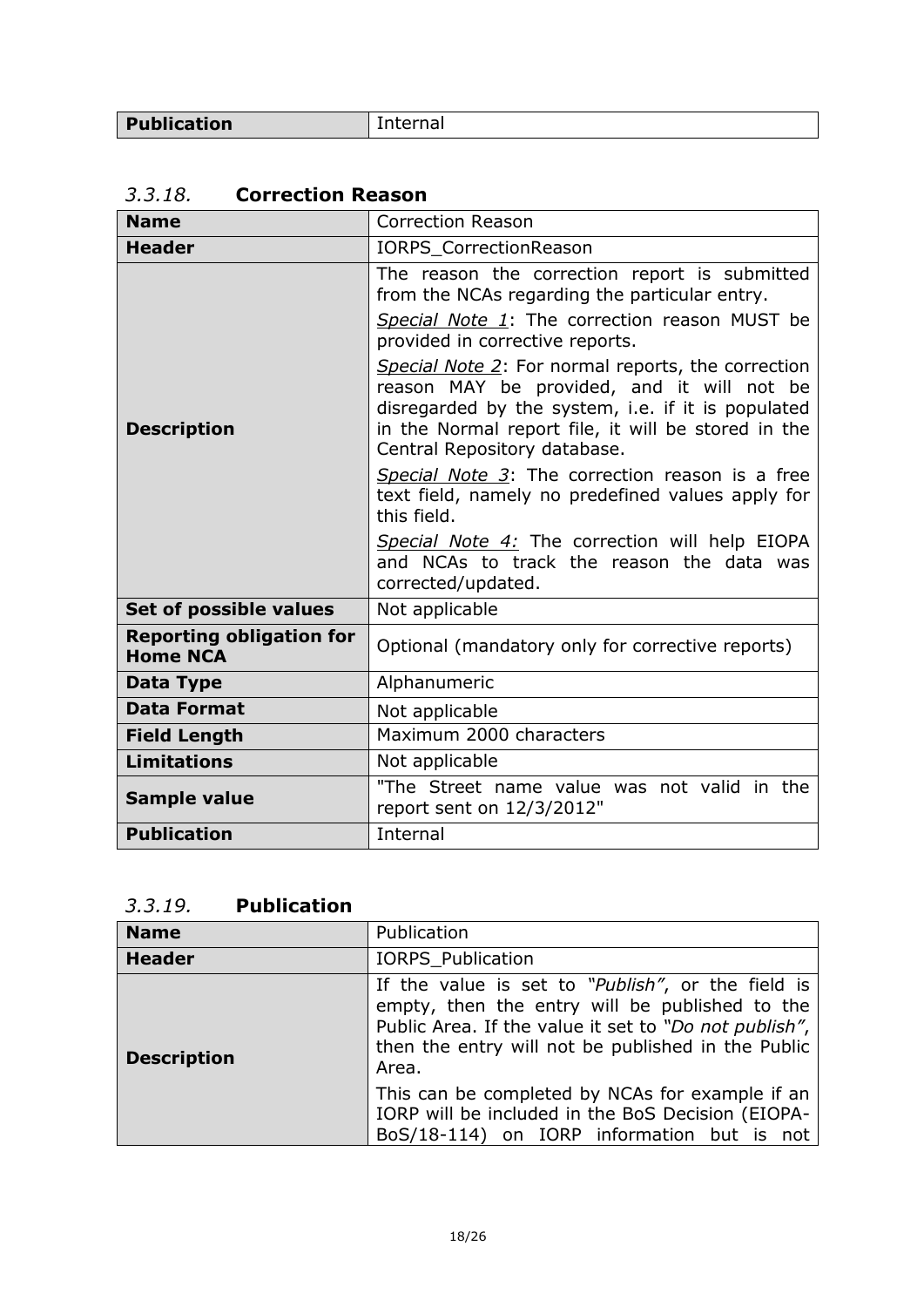| Publication | Internal |
|---|---|

### *3.3.18.* **Correction Reason**

| **Name** | Correction Reason |
|---|---|
| **Header** | IORPS_CorrectionReason |
| **Description** | The reason the correction report is submitted from the NCAs regarding the particular entry.<br>*Special Note 1*: The correction reason MUST be provided in corrective reports.<br>*Special Note 2*: For normal reports, the correction reason MAY be provided, and it will not be disregarded by the system, i.e. if it is populated in the Normal report file, it will be stored in the Central Repository database.<br>*Special Note 3*: The correction reason is a free text field, namely no predefined values apply for this field.<br>*Special Note 4:* The correction will help EIOPA and NCAs to track the reason the data was corrected/updated. |
| **Set of possible values** | Not applicable |
| **Reporting obligation for Home NCA** | Optional (mandatory only for corrective reports) |
| **Data Type** | Alphanumeric |
| **Data Format** | Not applicable |
| **Field Length** | Maximum 2000 characters |
| **Limitations** | Not applicable |
| **Sample value** | "The Street name value was not valid in the report sent on 12/3/2012" |
| **Publication** | Internal |

### *3.3.19.* **Publication**

| **Name** | Publication |
|---|---|
| **Header** | IORPS_Publication |
| **Description** | If the value is set to *"Publish"*, or the field is empty, then the entry will be published to the Public Area. If the value it set to *"Do not publish"*, then the entry will not be published in the Public Area.<br>This can be completed by NCAs for example if an IORP will be included in the BoS Decision (EIOPA-BoS/18-114) on IORP information but is not |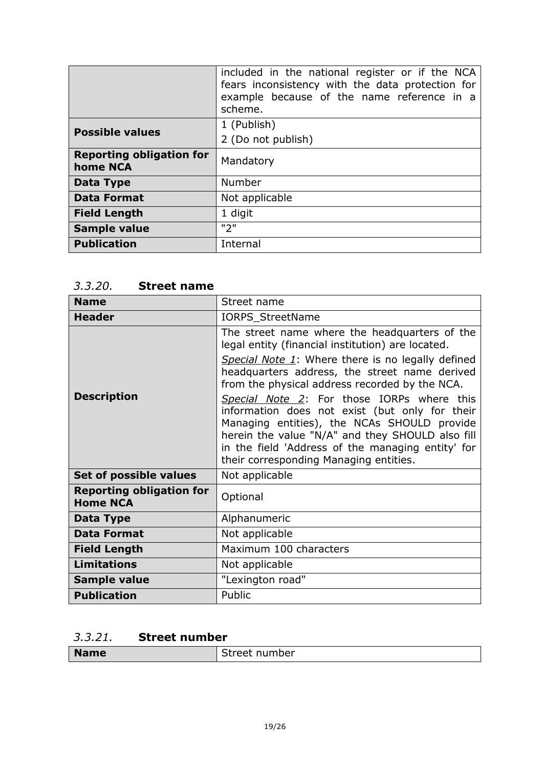| | |
|---|---|
| | included in the national register or if the NCA fears inconsistency with the data protection for example because of the name reference in a scheme. |
| **Possible values** | 1 (Publish)<br>2 (Do not publish) |
| **Reporting obligation for home NCA** | Mandatory |
| **Data Type** | Number |
| **Data Format** | Not applicable |
| **Field Length** | 1 digit |
| **Sample value** | "2" |
| **Publication** | Internal |

### *3.3.20.* **Street name**

| **Name** | Street name |
|---|---|
| **Header** | IORPS_StreetName |
| **Description** | The street name where the headquarters of the legal entity (financial institution) are located.<br>*Special Note 1*: Where there is no legally defined headquarters address, the street name derived from the physical address recorded by the NCA.<br>*Special Note 2*: For those IORPs where this information does not exist (but only for their Managing entities), the NCAs SHOULD provide herein the value "N/A" and they SHOULD also fill in the field 'Address of the managing entity' for their corresponding Managing entities. |
| **Set of possible values** | Not applicable |
| **Reporting obligation for Home NCA** | Optional |
| **Data Type** | Alphanumeric |
| **Data Format** | Not applicable |
| **Field Length** | Maximum 100 characters |
| **Limitations** | Not applicable |
| **Sample value** | "Lexington road" |
| **Publication** | Public |

### *3.3.21.* **Street number**

| **Name** | Street number |
|---|---|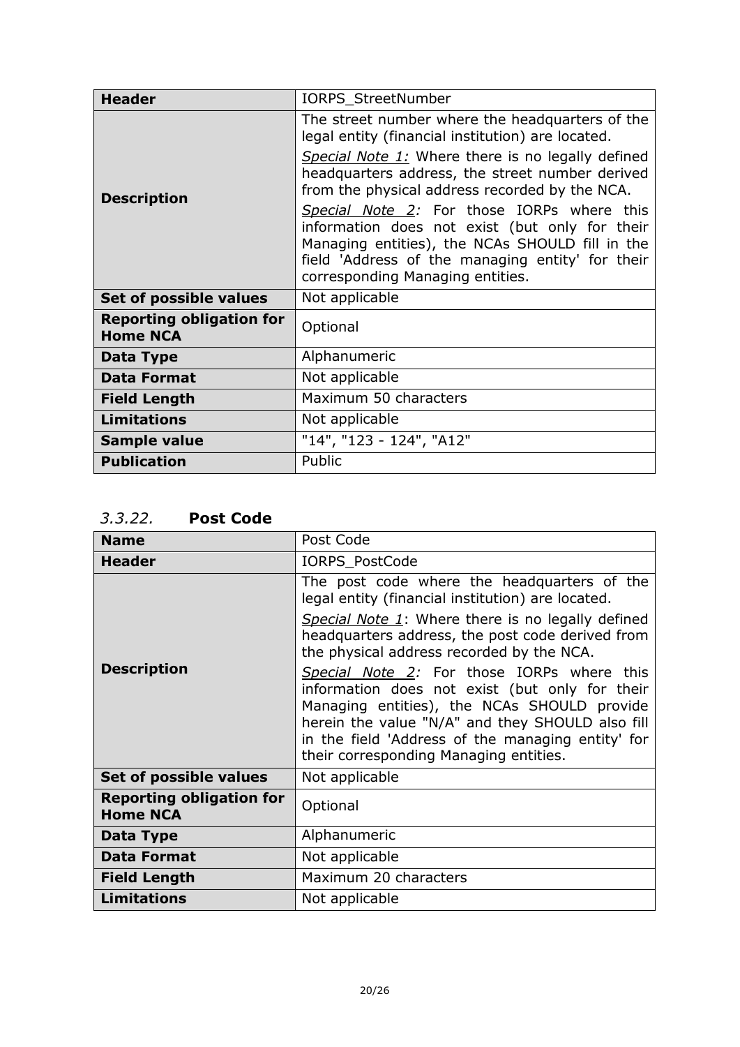| Header | IORPS_StreetNumber |
|---|---|
| Description | The street number where the headquarters of the legal entity (financial institution) are located.<br>*Special Note 1:* Where there is no legally defined headquarters address, the street number derived from the physical address recorded by the NCA.<br>*Special Note 2:* For those IORPs where this information does not exist (but only for their Managing entities), the NCAs SHOULD fill in the field 'Address of the managing entity' for their corresponding Managing entities. |
| Set of possible values | Not applicable |
| Reporting obligation for Home NCA | Optional |
| Data Type | Alphanumeric |
| Data Format | Not applicable |
| Field Length | Maximum 50 characters |
| Limitations | Not applicable |
| Sample value | "14", "123 - 124", "A12" |
| Publication | Public |

### *3.3.22.* Post Code

| Name | Post Code |
|---|---|
| Header | IORPS_PostCode |
| Description | The post code where the headquarters of the legal entity (financial institution) are located.<br>*Special Note 1*: Where there is no legally defined headquarters address, the post code derived from the physical address recorded by the NCA.<br>*Special Note 2:* For those IORPs where this information does not exist (but only for their Managing entities), the NCAs SHOULD provide herein the value "N/A" and they SHOULD also fill in the field 'Address of the managing entity' for their corresponding Managing entities. |
| Set of possible values | Not applicable |
| Reporting obligation for Home NCA | Optional |
| Data Type | Alphanumeric |
| Data Format | Not applicable |
| Field Length | Maximum 20 characters |
| Limitations | Not applicable |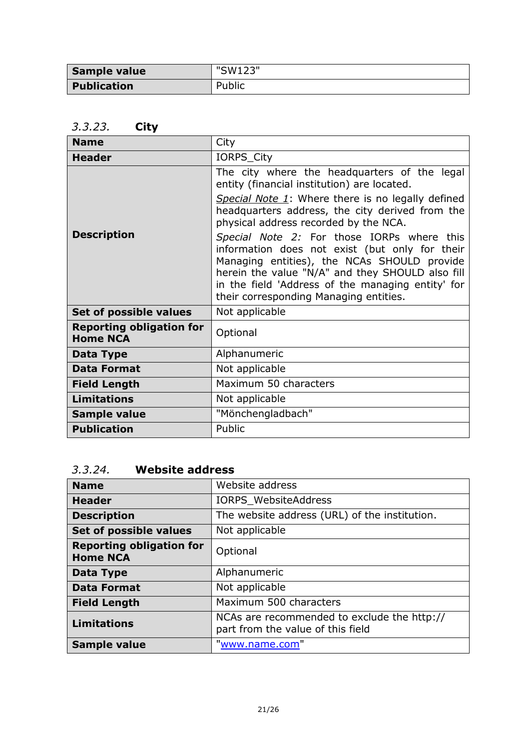| Sample value | "SW123" |
|---|---|
| Publication | Public |

### *3.3.23.* City

| Name | City |
|---|---|
| Header | IORPS_City |
| Description | The city where the headquarters of the legal entity (financial institution) are located.<br><br>*Special Note 1*: Where there is no legally defined headquarters address, the city derived from the physical address recorded by the NCA.<br><br>*Special Note 2:* For those IORPs where this information does not exist (but only for their Managing entities), the NCAs SHOULD provide herein the value "N/A" and they SHOULD also fill in the field 'Address of the managing entity' for their corresponding Managing entities. |
| Set of possible values | Not applicable |
| Reporting obligation for Home NCA | Optional |
| Data Type | Alphanumeric |
| Data Format | Not applicable |
| Field Length | Maximum 50 characters |
| Limitations | Not applicable |
| Sample value | "Mönchengladbach" |
| Publication | Public |

### *3.3.24.* Website address

| Name | Website address |
|---|---|
| Header | IORPS_WebsiteAddress |
| Description | The website address (URL) of the institution. |
| Set of possible values | Not applicable |
| Reporting obligation for Home NCA | Optional |
| Data Type | Alphanumeric |
| Data Format | Not applicable |
| Field Length | Maximum 500 characters |
| Limitations | NCAs are recommended to exclude the http:// part from the value of this field |
| Sample value | "www.name.com" |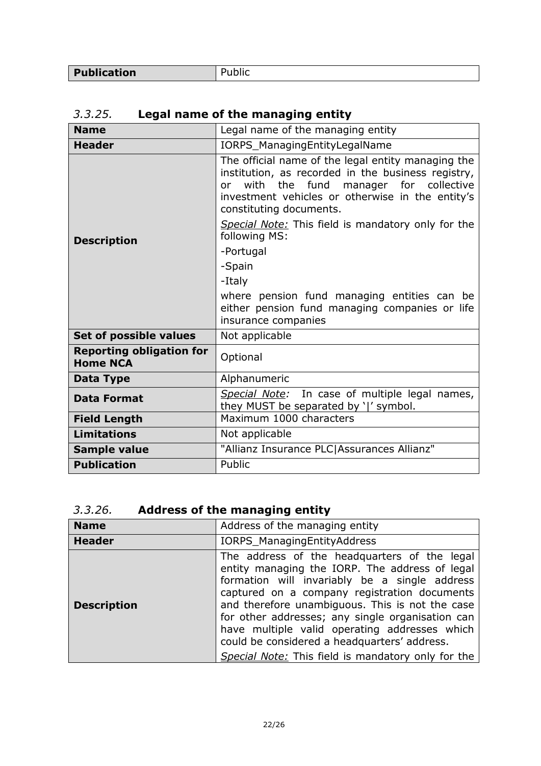| **Publication** | Public |
|---|---|

### *3.3.25.* Legal name of the managing entity

| **Name** | Legal name of the managing entity |
|---|---|
| **Header** | IORPS_ManagingEntityLegalName |
| **Description** | The official name of the legal entity managing the institution, as recorded in the business registry, or with the fund manager for collective investment vehicles or otherwise in the entity's constituting documents.<br>*Special Note:* This field is mandatory only for the following MS:<br>-Portugal<br>-Spain<br>-Italy<br>where pension fund managing entities can be either pension fund managing companies or life insurance companies |
| **Set of possible values** | Not applicable |
| **Reporting obligation for Home NCA** | Optional |
| **Data Type** | Alphanumeric |
| **Data Format** | *Special Note:* In case of multiple legal names, they MUST be separated by '\|' symbol. |
| **Field Length** | Maximum 1000 characters |
| **Limitations** | Not applicable |
| **Sample value** | "Allianz Insurance PLC\|Assurances Allianz" |
| **Publication** | Public |

### *3.3.26.* Address of the managing entity

| **Name** | Address of the managing entity |
|---|---|
| **Header** | IORPS_ManagingEntityAddress |
| **Description** | The address of the headquarters of the legal entity managing the IORP. The address of legal formation will invariably be a single address captured on a company registration documents and therefore unambiguous. This is not the case for other addresses; any single organisation can have multiple valid operating addresses which could be considered a headquarters' address.<br>*Special Note:* This field is mandatory only for the |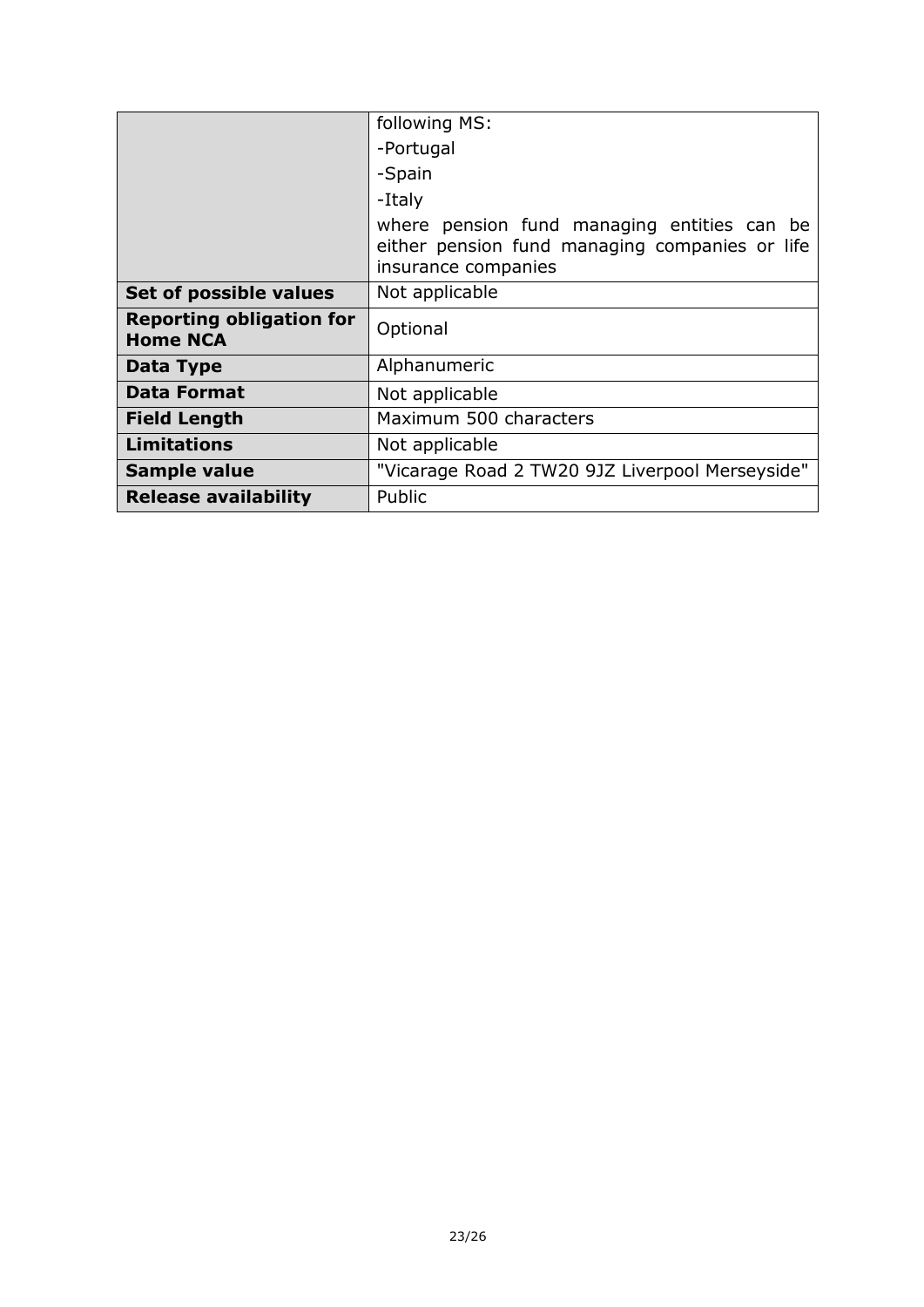| | |
|---|---|
| | following MS:<br>-Portugal<br>-Spain<br>-Italy<br>where pension fund managing entities can be either pension fund managing companies or life insurance companies |
| **Set of possible values** | Not applicable |
| **Reporting obligation for Home NCA** | Optional |
| **Data Type** | Alphanumeric |
| **Data Format** | Not applicable |
| **Field Length** | Maximum 500 characters |
| **Limitations** | Not applicable |
| **Sample value** | "Vicarage Road 2 TW20 9JZ Liverpool Merseyside" |
| **Release availability** | Public |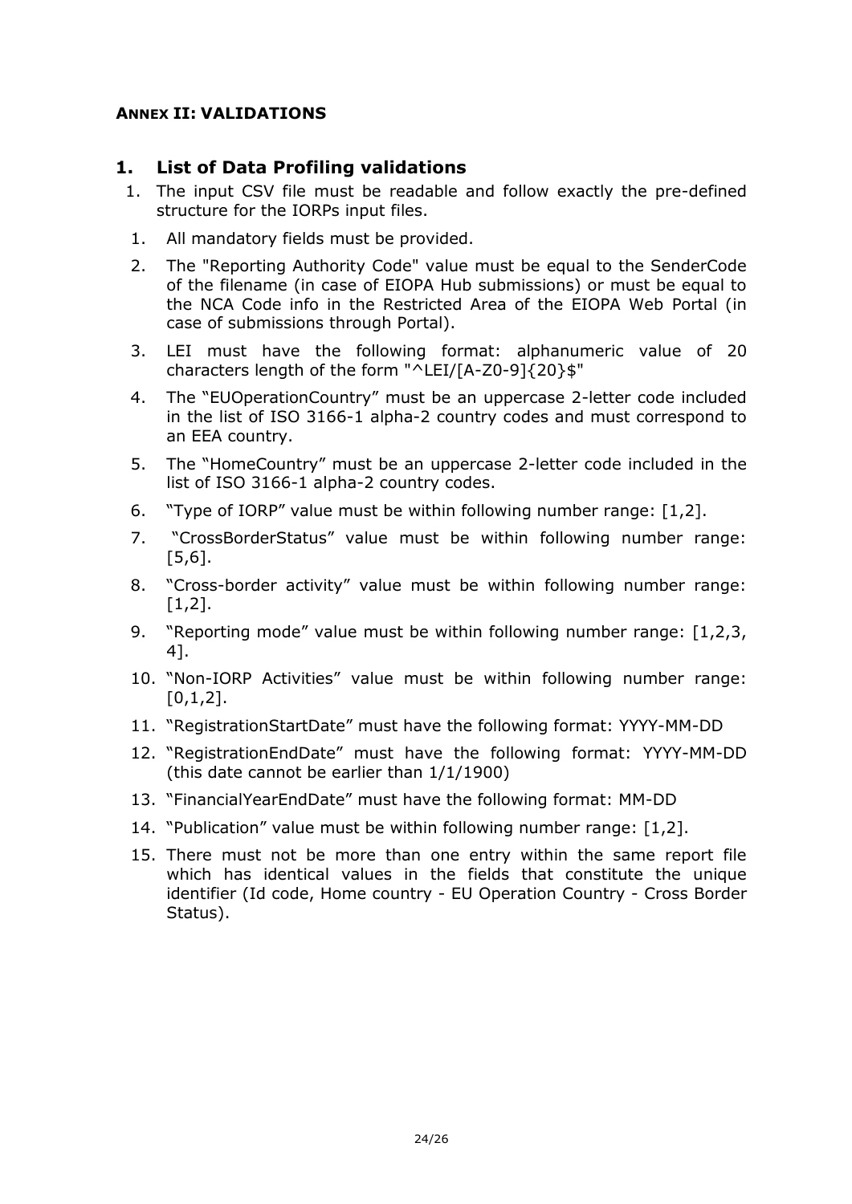**ANNEX II: VALIDATIONS**

## 1. List of Data Profiling validations

1. The input CSV file must be readable and follow exactly the pre-defined structure for the IORPs input files.

1. All mandatory fields must be provided.
2. The "Reporting Authority Code" value must be equal to the SenderCode of the filename (in case of EIOPA Hub submissions) or must be equal to the NCA Code info in the Restricted Area of the EIOPA Web Portal (in case of submissions through Portal).
3. LEI must have the following format: alphanumeric value of 20 characters length of the form "^LEI/[A-Z0-9]{20}$"
4. The "EUOperationCountry" must be an uppercase 2-letter code included in the list of ISO 3166-1 alpha-2 country codes and must correspond to an EEA country.
5. The "HomeCountry" must be an uppercase 2-letter code included in the list of ISO 3166-1 alpha-2 country codes.
6. "Type of IORP" value must be within following number range: [1,2].
7. "CrossBorderStatus" value must be within following number range: [5,6].
8. "Cross-border activity" value must be within following number range: [1,2].
9. "Reporting mode" value must be within following number range: [1,2,3, 4].
10. "Non-IORP Activities" value must be within following number range: [0,1,2].
11. "RegistrationStartDate" must have the following format: YYYY-MM-DD
12. "RegistrationEndDate" must have the following format: YYYY-MM-DD (this date cannot be earlier than 1/1/1900)
13. "FinancialYearEndDate" must have the following format: MM-DD
14. "Publication" value must be within following number range: [1,2].
15. There must not be more than one entry within the same report file which has identical values in the fields that constitute the unique identifier (Id code, Home country - EU Operation Country - Cross Border Status).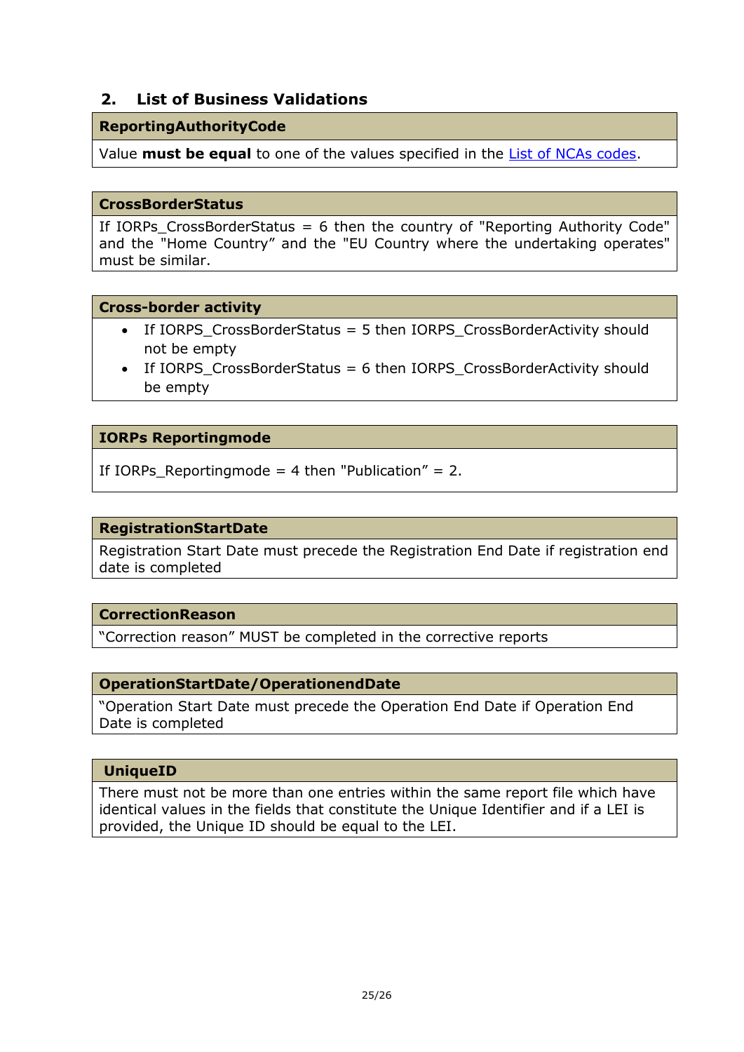## 2. List of Business Validations

| ReportingAuthorityCode |
| --- |
| Value **must be equal** to one of the values specified in the List of NCAs codes. |

| CrossBorderStatus |
| --- |
| If IORPs_CrossBorderStatus = 6 then the country of "Reporting Authority Code" and the "Home Country" and the "EU Country where the undertaking operates" must be similar. |

| Cross-border activity |
| --- |
| • If IORPS_CrossBorderStatus = 5 then IORPS_CrossBorderActivity should not be empty<br>• If IORPS_CrossBorderStatus = 6 then IORPS_CrossBorderActivity should be empty |

| IORPs Reportingmode |
| --- |
| If IORPs_Reportingmode = 4 then "Publication" = 2. |

| RegistrationStartDate |
| --- |
| Registration Start Date must precede the Registration End Date if registration end date is completed |

| CorrectionReason |
| --- |
| "Correction reason" MUST be completed in the corrective reports |

| OperationStartDate/OperationendDate |
| --- |
| "Operation Start Date must precede the Operation End Date if Operation End Date is completed |

| UniqueID |
| --- |
| There must not be more than one entries within the same report file which have identical values in the fields that constitute the Unique Identifier and if a LEI is provided, the Unique ID should be equal to the LEI. |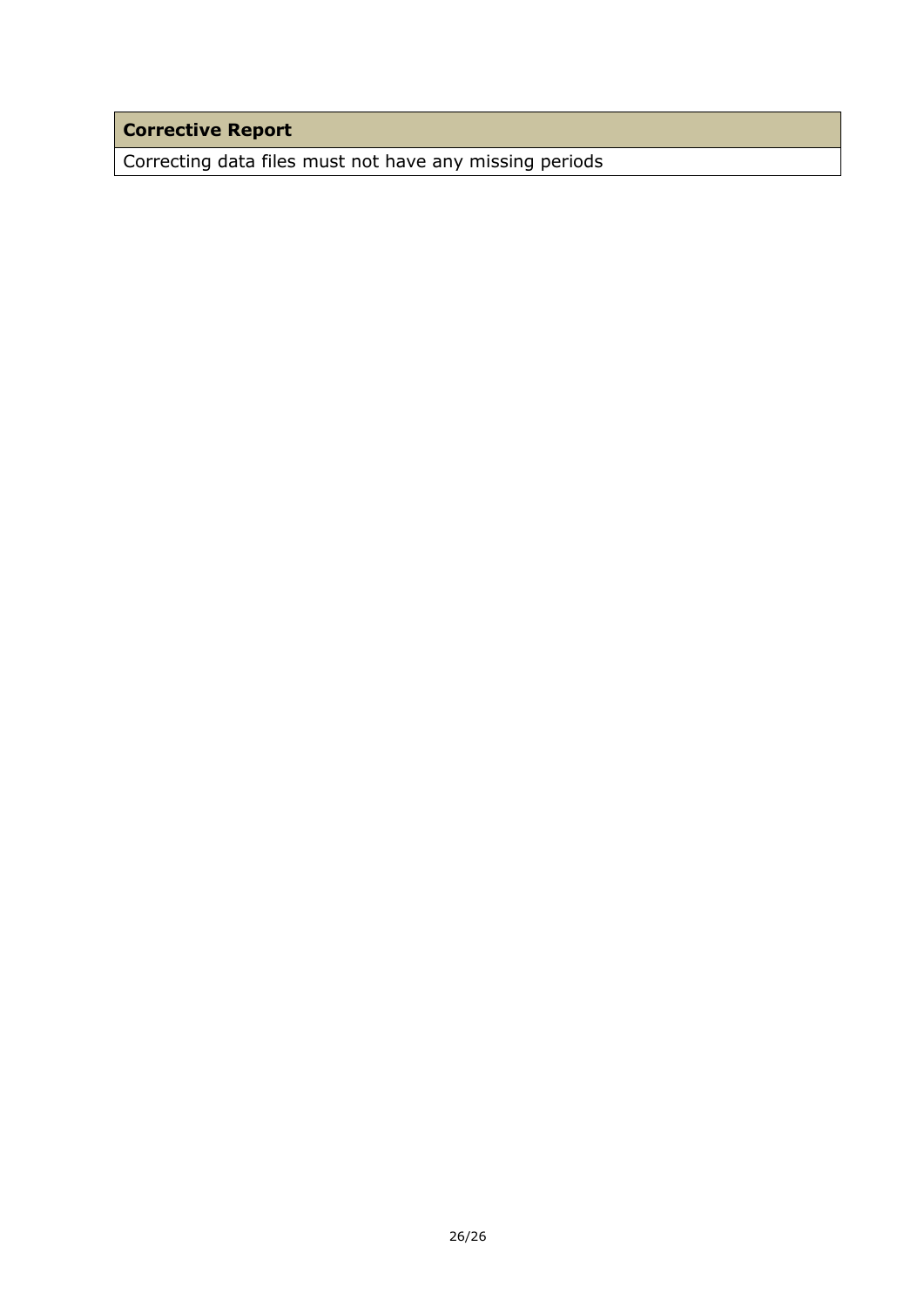| **Corrective Report** |
| --- |
| Correcting data files must not have any missing periods |